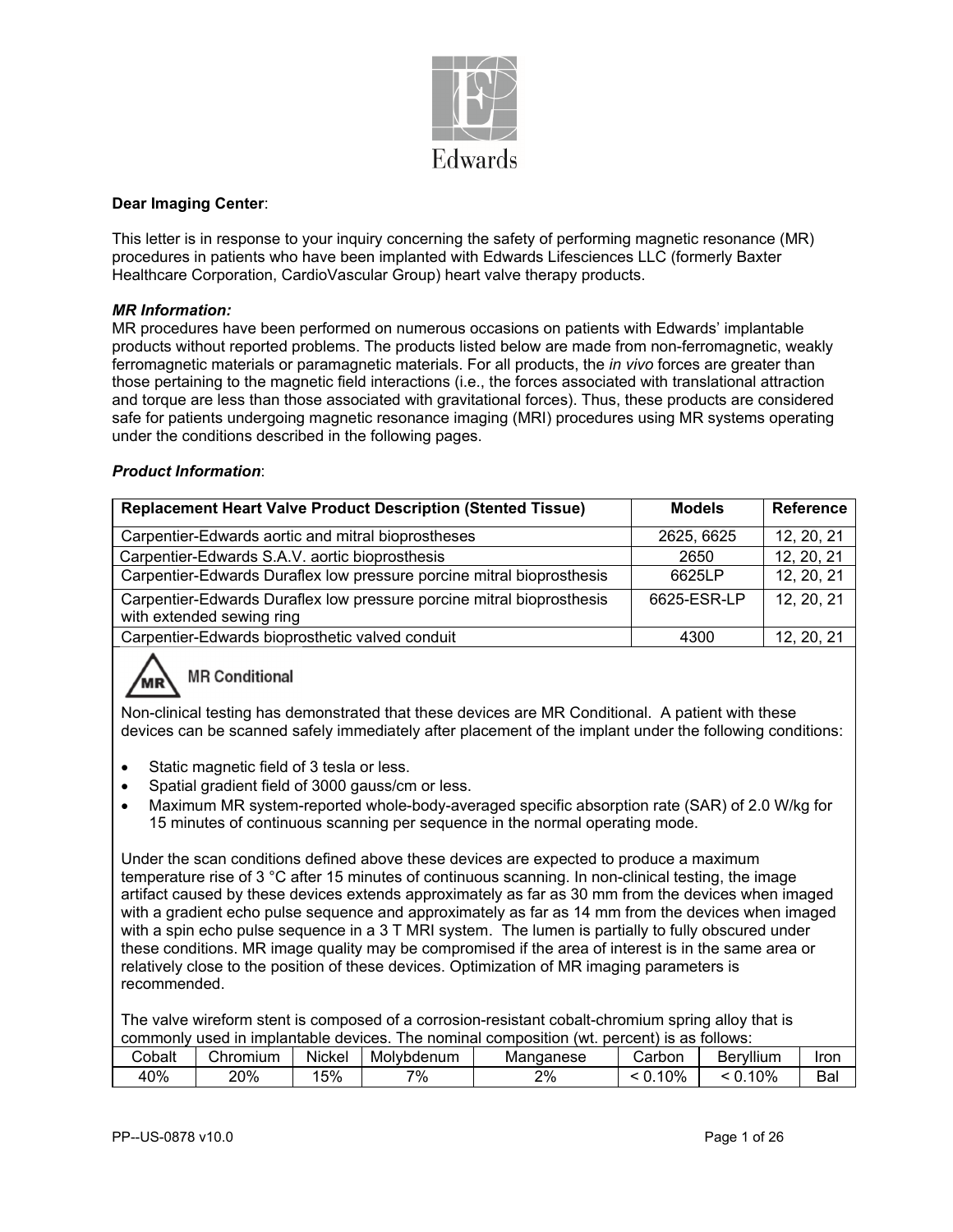**Dear Imaging Center**:

This letter is in response to your inquiry concerning the safety of performing magnetic resonance (MR) procedures in patients who have been implanted with Edwards Lifesciences LLC (formerly Baxter Healthcare Corporation, CardioVascular Group) heart valve therapy products.

***MR Information:***
MR procedures have been performed on numerous occasions on patients with Edwards' implantable products without reported problems. The products listed below are made from non-ferromagnetic, weakly ferromagnetic materials or paramagnetic materials. For all products, the *in vivo* forces are greater than those pertaining to the magnetic field interactions (i.e., the forces associated with translational attraction and torque are less than those associated with gravitational forces). Thus, these products are considered safe for patients undergoing magnetic resonance imaging (MRI) procedures using MR systems operating under the conditions described in the following pages.

***Product Information***:

| Replacement Heart Valve Product Description (Stented Tissue) | Models | Reference |
|---|---|---|
| Carpentier-Edwards aortic and mitral bioprostheses | 2625, 6625 | 12, 20, 21 |
| Carpentier-Edwards S.A.V. aortic bioprosthesis | 2650 | 12, 20, 21 |
| Carpentier-Edwards Duraflex low pressure porcine mitral bioprosthesis | 6625LP | 12, 20, 21 |
| Carpentier-Edwards Duraflex low pressure porcine mitral bioprosthesis with extended sewing ring | 6625-ESR-LP | 12, 20, 21 |
| Carpentier-Edwards bioprosthetic valved conduit | 4300 | 12, 20, 21 |

MR Conditional

Non-clinical testing has demonstrated that these devices are MR Conditional. A patient with these devices can be scanned safely immediately after placement of the implant under the following conditions:

- Static magnetic field of 3 tesla or less.
- Spatial gradient field of 3000 gauss/cm or less.
- Maximum MR system-reported whole-body-averaged specific absorption rate (SAR) of 2.0 W/kg for 15 minutes of continuous scanning per sequence in the normal operating mode.

Under the scan conditions defined above these devices are expected to produce a maximum temperature rise of 3 °C after 15 minutes of continuous scanning. In non-clinical testing, the image artifact caused by these devices extends approximately as far as 30 mm from the devices when imaged with a gradient echo pulse sequence and approximately as far as 14 mm from the devices when imaged with a spin echo pulse sequence in a 3 T MRI system. The lumen is partially to fully obscured under these conditions. MR image quality may be compromised if the area of interest is in the same area or relatively close to the position of these devices. Optimization of MR imaging parameters is recommended.

The valve wireform stent is composed of a corrosion-resistant cobalt-chromium spring alloy that is commonly used in implantable devices. The nominal composition (wt. percent) is as follows:

| Cobalt | Chromium | Nickel | Molybdenum | Manganese | Carbon | Beryllium | Iron |
|---|---|---|---|---|---|---|---|
| 40% | 20% | 15% | 7% | 2% | < 0.10% | < 0.10% | Bal |

PP--US-0878 v10.0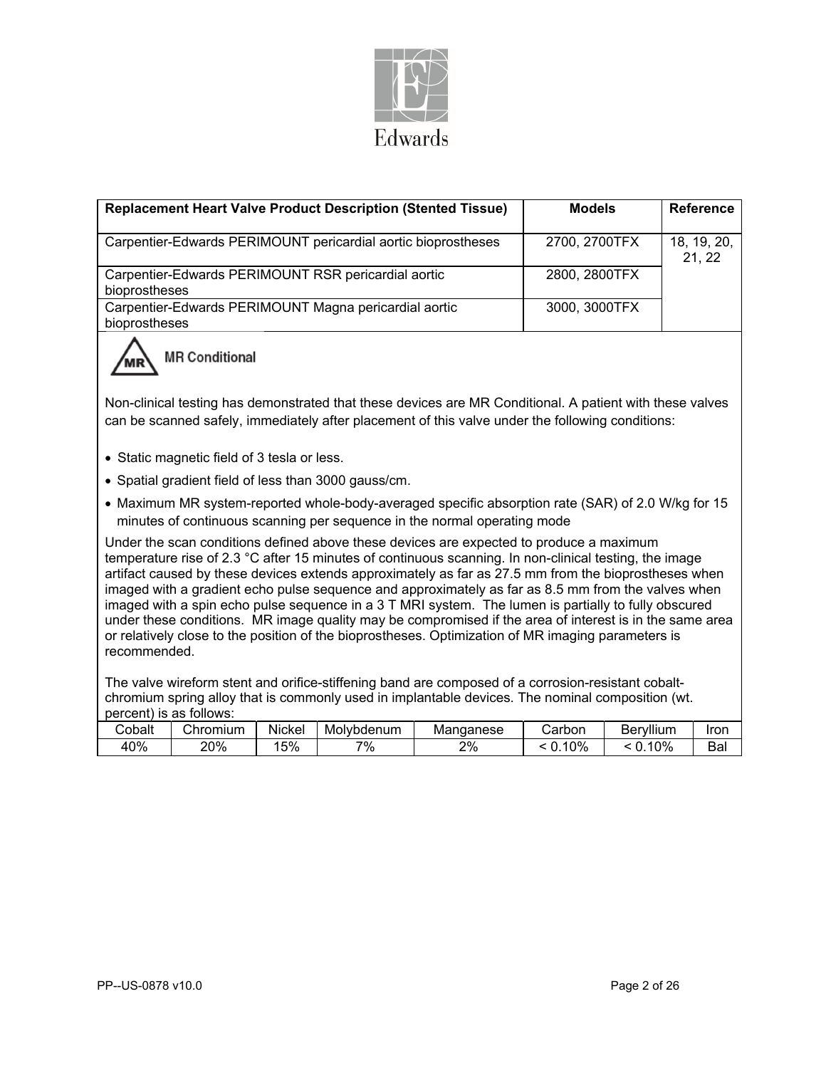| Replacement Heart Valve Product Description (Stented Tissue) | Models | Reference |
| --- | --- | --- |
| Carpentier-Edwards PERIMOUNT pericardial aortic bioprostheses | 2700, 2700TFX | 18, 19, 20, 21, 22 |
| Carpentier-Edwards PERIMOUNT RSR pericardial aortic bioprostheses | 2800, 2800TFX | |
| Carpentier-Edwards PERIMOUNT Magna pericardial aortic bioprostheses | 3000, 3000TFX | |

**MR Conditional**

Non-clinical testing has demonstrated that these devices are MR Conditional. A patient with these valves can be scanned safely, immediately after placement of this valve under the following conditions:

- Static magnetic field of 3 tesla or less.
- Spatial gradient field of less than 3000 gauss/cm.
- Maximum MR system-reported whole-body-averaged specific absorption rate (SAR) of 2.0 W/kg for 15 minutes of continuous scanning per sequence in the normal operating mode

Under the scan conditions defined above these devices are expected to produce a maximum temperature rise of 2.3 °C after 15 minutes of continuous scanning. In non-clinical testing, the image artifact caused by these devices extends approximately as far as 27.5 mm from the bioprostheses when imaged with a gradient echo pulse sequence and approximately as far as 8.5 mm from the valves when imaged with a spin echo pulse sequence in a 3 T MRI system. The lumen is partially to fully obscured under these conditions. MR image quality may be compromised if the area of interest is in the same area or relatively close to the position of the bioprostheses. Optimization of MR imaging parameters is recommended.

The valve wireform stent and orifice-stiffening band are composed of a corrosion-resistant cobalt-chromium spring alloy that is commonly used in implantable devices. The nominal composition (wt. percent) is as follows:

| Cobalt | Chromium | Nickel | Molybdenum | Manganese | Carbon | Beryllium | Iron |
| --- | --- | --- | --- | --- | --- | --- | --- |
| 40% | 20% | 15% | 7% | 2% | < 0.10% | < 0.10% | Bal |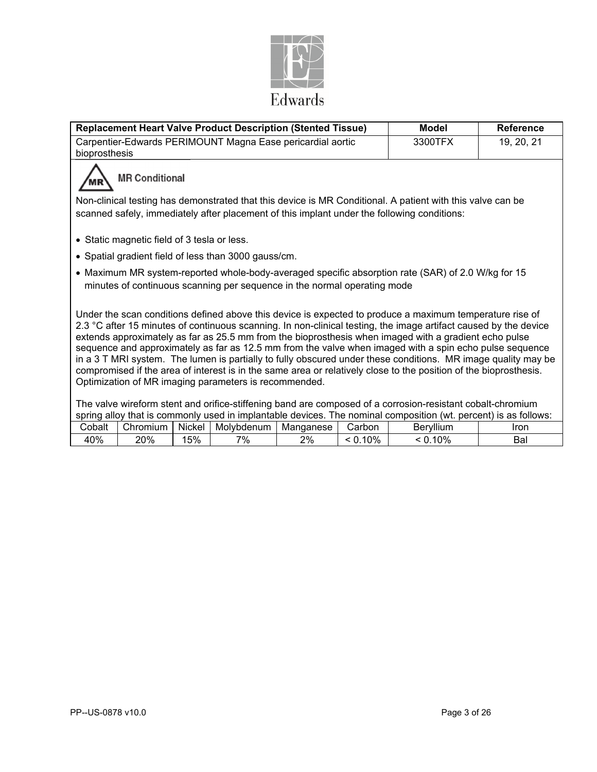| Replacement Heart Valve Product Description (Stented Tissue) | Model | Reference |
| --- | --- | --- |
| Carpentier-Edwards PERIMOUNT Magna Ease pericardial aortic bioprosthesis | 3300TFX | 19, 20, 21 |

**MR Conditional**

Non-clinical testing has demonstrated that this device is MR Conditional. A patient with this valve can be scanned safely, immediately after placement of this implant under the following conditions:

- Static magnetic field of 3 tesla or less.
- Spatial gradient field of less than 3000 gauss/cm.
- Maximum MR system-reported whole-body-averaged specific absorption rate (SAR) of 2.0 W/kg for 15 minutes of continuous scanning per sequence in the normal operating mode

Under the scan conditions defined above this device is expected to produce a maximum temperature rise of 2.3 °C after 15 minutes of continuous scanning. In non-clinical testing, the image artifact caused by the device extends approximately as far as 25.5 mm from the bioprosthesis when imaged with a gradient echo pulse sequence and approximately as far as 12.5 mm from the valve when imaged with a spin echo pulse sequence in a 3 T MRI system. The lumen is partially to fully obscured under these conditions. MR image quality may be compromised if the area of interest is in the same area or relatively close to the position of the bioprosthesis. Optimization of MR imaging parameters is recommended.

The valve wireform stent and orifice-stiffening band are composed of a corrosion-resistant cobalt-chromium spring alloy that is commonly used in implantable devices. The nominal composition (wt. percent) is as follows:

| Cobalt | Chromium | Nickel | Molybdenum | Manganese | Carbon | Beryllium | Iron |
| --- | --- | --- | --- | --- | --- | --- | --- |
| 40% | 20% | 15% | 7% | 2% | < 0.10% | < 0.10% | Bal |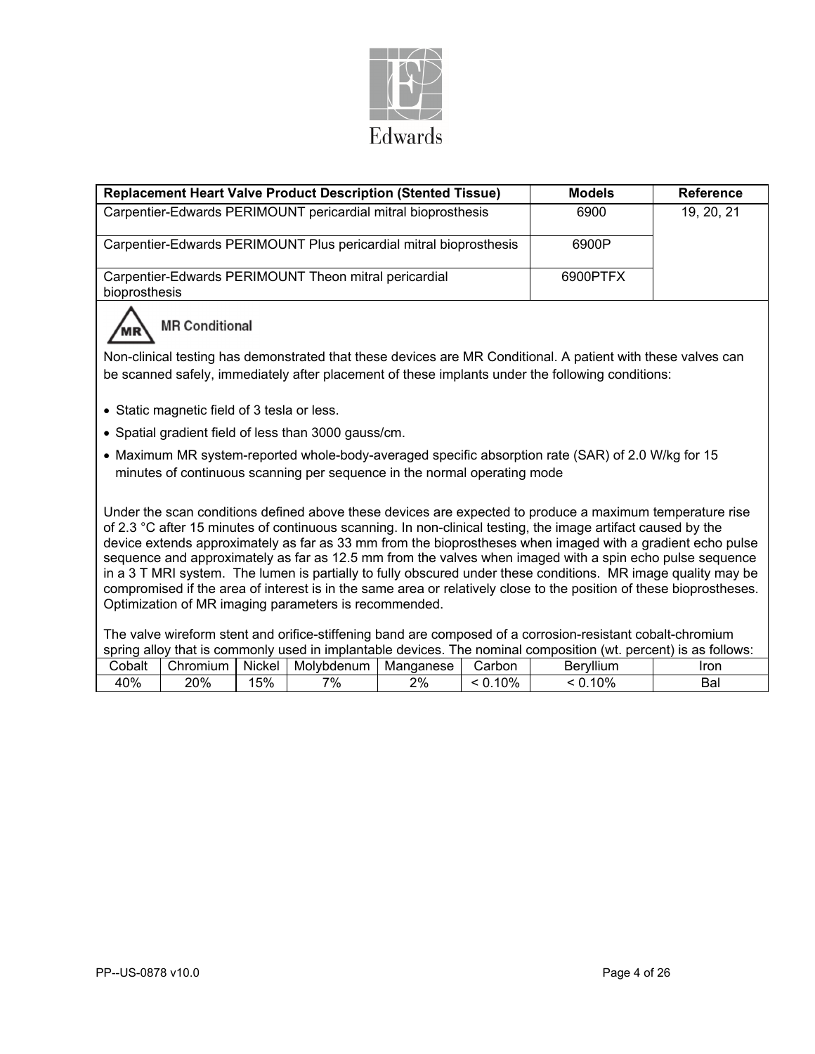| Replacement Heart Valve Product Description (Stented Tissue) | Models | Reference |
| --- | --- | --- |
| Carpentier-Edwards PERIMOUNT pericardial mitral bioprosthesis | 6900 | 19, 20, 21 |
| Carpentier-Edwards PERIMOUNT Plus pericardial mitral bioprosthesis | 6900P | |
| Carpentier-Edwards PERIMOUNT Theon mitral pericardial bioprosthesis | 6900PTFX | |

**MR Conditional**

Non-clinical testing has demonstrated that these devices are MR Conditional. A patient with these valves can be scanned safely, immediately after placement of these implants under the following conditions:

- Static magnetic field of 3 tesla or less.
- Spatial gradient field of less than 3000 gauss/cm.
- Maximum MR system-reported whole-body-averaged specific absorption rate (SAR) of 2.0 W/kg for 15 minutes of continuous scanning per sequence in the normal operating mode

Under the scan conditions defined above these devices are expected to produce a maximum temperature rise of 2.3 °C after 15 minutes of continuous scanning. In non-clinical testing, the image artifact caused by the device extends approximately as far as 33 mm from the bioprostheses when imaged with a gradient echo pulse sequence and approximately as far as 12.5 mm from the valves when imaged with a spin echo pulse sequence in a 3 T MRI system. The lumen is partially to fully obscured under these conditions. MR image quality may be compromised if the area of interest is in the same area or relatively close to the position of these bioprostheses. Optimization of MR imaging parameters is recommended.

The valve wireform stent and orifice-stiffening band are composed of a corrosion-resistant cobalt-chromium spring alloy that is commonly used in implantable devices. The nominal composition (wt. percent) is as follows:

| Cobalt | Chromium | Nickel | Molybdenum | Manganese | Carbon | Beryllium | Iron |
| --- | --- | --- | --- | --- | --- | --- | --- |
| 40% | 20% | 15% | 7% | 2% | < 0.10% | < 0.10% | Bal |

PP--US-0878 v10.0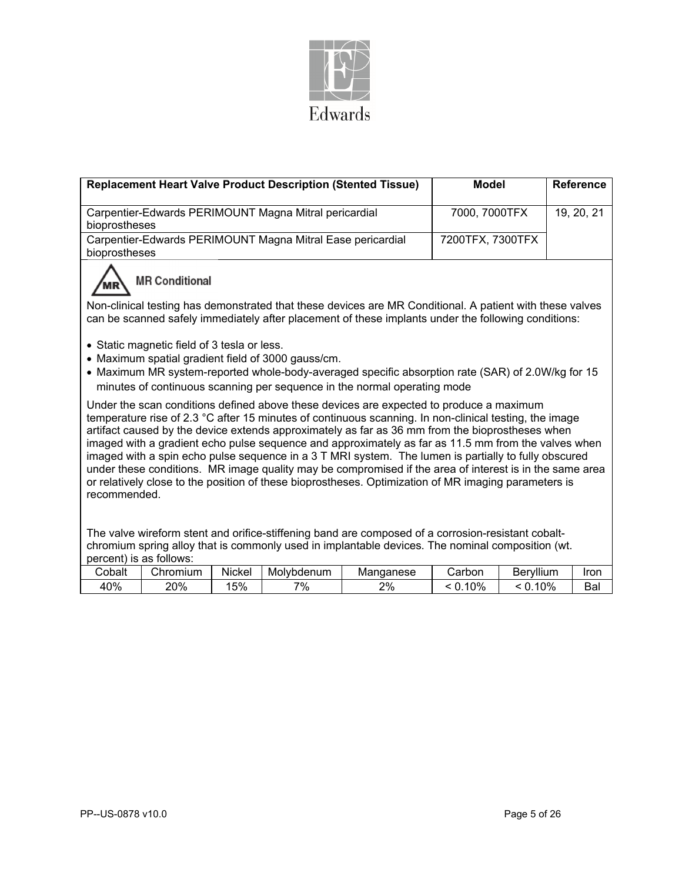| Replacement Heart Valve Product Description (Stented Tissue) | Model | Reference |
| --- | --- | --- |
| Carpentier-Edwards PERIMOUNT Magna Mitral pericardial bioprostheses | 7000, 7000TFX | 19, 20, 21 |
| Carpentier-Edwards PERIMOUNT Magna Mitral Ease pericardial bioprostheses | 7200TFX, 7300TFX | |

**MR Conditional**

Non-clinical testing has demonstrated that these devices are MR Conditional. A patient with these valves can be scanned safely immediately after placement of these implants under the following conditions:

- Static magnetic field of 3 tesla or less.
- Maximum spatial gradient field of 3000 gauss/cm.
- Maximum MR system-reported whole-body-averaged specific absorption rate (SAR) of 2.0W/kg for 15 minutes of continuous scanning per sequence in the normal operating mode

Under the scan conditions defined above these devices are expected to produce a maximum temperature rise of 2.3 °C after 15 minutes of continuous scanning. In non-clinical testing, the image artifact caused by the device extends approximately as far as 36 mm from the bioprostheses when imaged with a gradient echo pulse sequence and approximately as far as 11.5 mm from the valves when imaged with a spin echo pulse sequence in a 3 T MRI system. The lumen is partially to fully obscured under these conditions. MR image quality may be compromised if the area of interest is in the same area or relatively close to the position of these bioprostheses. Optimization of MR imaging parameters is recommended.

The valve wireform stent and orifice-stiffening band are composed of a corrosion-resistant cobalt-chromium spring alloy that is commonly used in implantable devices. The nominal composition (wt. percent) is as follows:

| Cobalt | Chromium | Nickel | Molybdenum | Manganese | Carbon | Beryllium | Iron |
| --- | --- | --- | --- | --- | --- | --- | --- |
| 40% | 20% | 15% | 7% | 2% | < 0.10% | < 0.10% | Bal |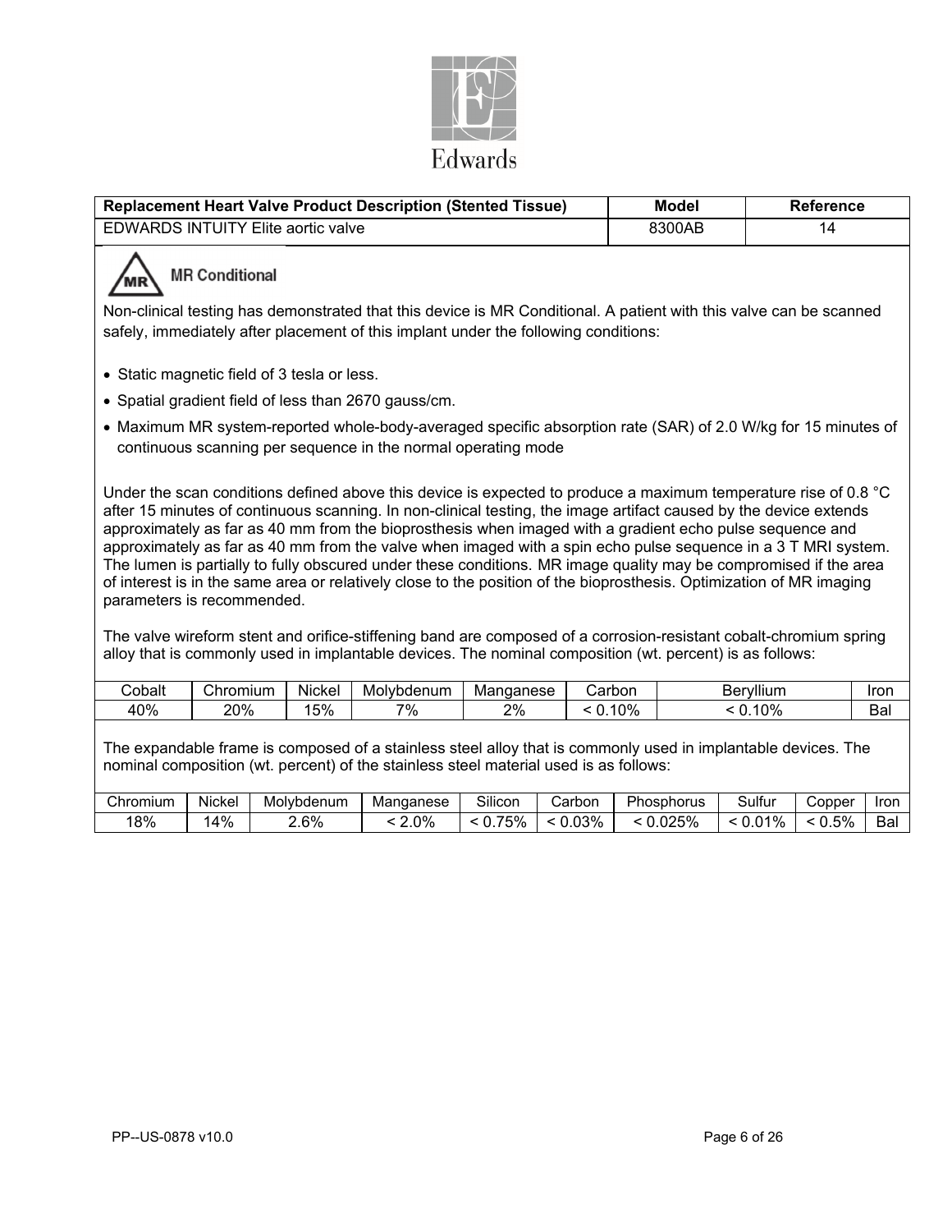| Replacement Heart Valve Product Description (Stented Tissue) | Model | Reference |
|---|---|---|
| EDWARDS INTUITY Elite aortic valve | 8300AB | 14 |

**MR Conditional**

Non-clinical testing has demonstrated that this device is MR Conditional. A patient with this valve can be scanned safely, immediately after placement of this implant under the following conditions:

- Static magnetic field of 3 tesla or less.
- Spatial gradient field of less than 2670 gauss/cm.
- Maximum MR system-reported whole-body-averaged specific absorption rate (SAR) of 2.0 W/kg for 15 minutes of continuous scanning per sequence in the normal operating mode

Under the scan conditions defined above this device is expected to produce a maximum temperature rise of 0.8 °C after 15 minutes of continuous scanning. In non-clinical testing, the image artifact caused by the device extends approximately as far as 40 mm from the bioprosthesis when imaged with a gradient echo pulse sequence and approximately as far as 40 mm from the valve when imaged with a spin echo pulse sequence in a 3 T MRI system. The lumen is partially to fully obscured under these conditions. MR image quality may be compromised if the area of interest is in the same area or relatively close to the position of the bioprosthesis. Optimization of MR imaging parameters is recommended.

The valve wireform stent and orifice-stiffening band are composed of a corrosion-resistant cobalt-chromium spring alloy that is commonly used in implantable devices. The nominal composition (wt. percent) is as follows:

| Cobalt | Chromium | Nickel | Molybdenum | Manganese | Carbon | Beryllium | Iron |
|---|---|---|---|---|---|---|---|
| 40% | 20% | 15% | 7% | 2% | < 0.10% | < 0.10% | Bal |

The expandable frame is composed of a stainless steel alloy that is commonly used in implantable devices. The nominal composition (wt. percent) of the stainless steel material used is as follows:

| Chromium | Nickel | Molybdenum | Manganese | Silicon | Carbon | Phosphorus | Sulfur | Copper | Iron |
|---|---|---|---|---|---|---|---|---|---|
| 18% | 14% | 2.6% | < 2.0% | < 0.75% | < 0.03% | < 0.025% | < 0.01% | < 0.5% | Bal |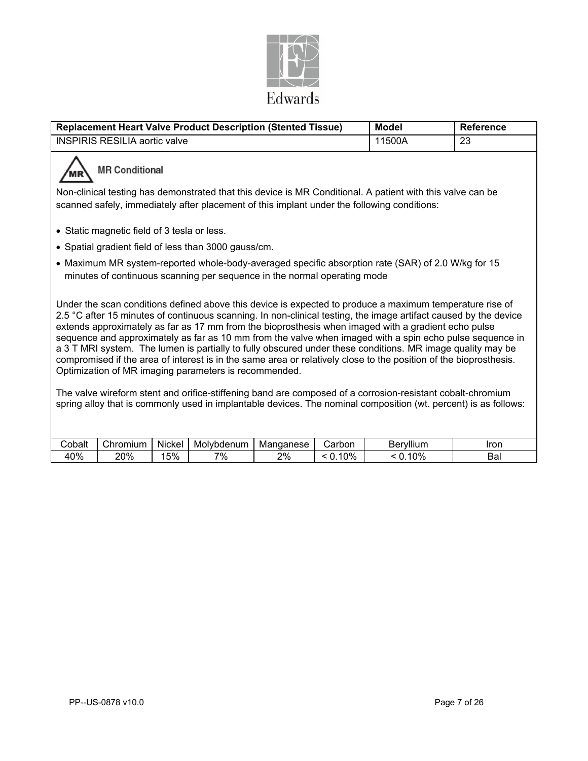| Replacement Heart Valve Product Description (Stented Tissue) | Model | Reference |
|---|---|---|
| INSPIRIS RESILIA aortic valve | 11500A | 23 |

**MR Conditional**

Non-clinical testing has demonstrated that this device is MR Conditional. A patient with this valve can be scanned safely, immediately after placement of this implant under the following conditions:

- Static magnetic field of 3 tesla or less.
- Spatial gradient field of less than 3000 gauss/cm.
- Maximum MR system-reported whole-body-averaged specific absorption rate (SAR) of 2.0 W/kg for 15 minutes of continuous scanning per sequence in the normal operating mode

Under the scan conditions defined above this device is expected to produce a maximum temperature rise of 2.5 °C after 15 minutes of continuous scanning. In non-clinical testing, the image artifact caused by the device extends approximately as far as 17 mm from the bioprosthesis when imaged with a gradient echo pulse sequence and approximately as far as 10 mm from the valve when imaged with a spin echo pulse sequence in a 3 T MRI system. The lumen is partially to fully obscured under these conditions. MR image quality may be compromised if the area of interest is in the same area or relatively close to the position of the bioprosthesis. Optimization of MR imaging parameters is recommended.

The valve wireform stent and orifice-stiffening band are composed of a corrosion-resistant cobalt-chromium spring alloy that is commonly used in implantable devices. The nominal composition (wt. percent) is as follows:

| Cobalt | Chromium | Nickel | Molybdenum | Manganese | Carbon | Beryllium | Iron |
|---|---|---|---|---|---|---|---|
| 40% | 20% | 15% | 7% | 2% | < 0.10% | < 0.10% | Bal |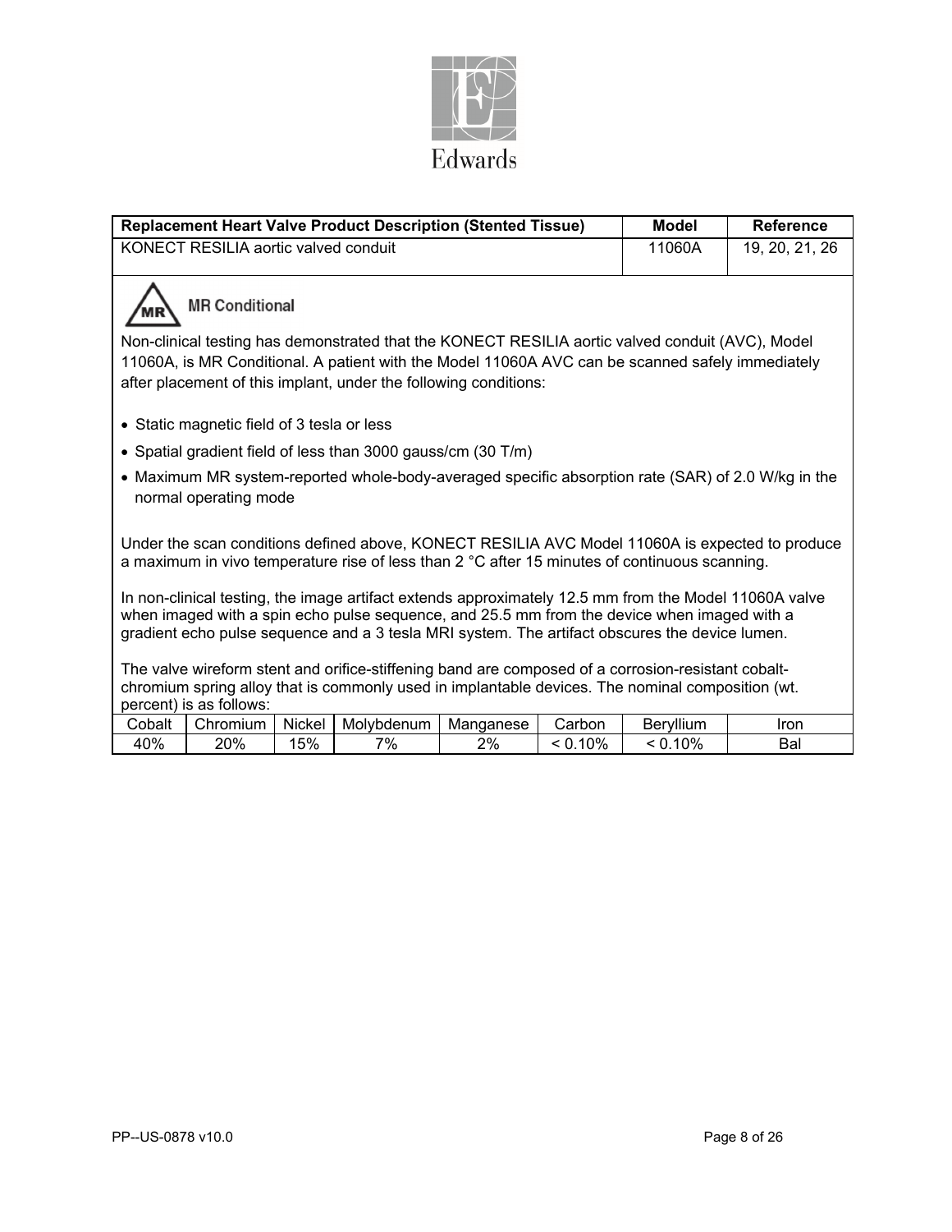| Replacement Heart Valve Product Description (Stented Tissue) | Model | Reference |
|---|---|---|
| KONECT RESILIA aortic valved conduit | 11060A | 19, 20, 21, 26 |

**MR Conditional**

Non-clinical testing has demonstrated that the KONECT RESILIA aortic valved conduit (AVC), Model 11060A, is MR Conditional. A patient with the Model 11060A AVC can be scanned safely immediately after placement of this implant, under the following conditions:

- Static magnetic field of 3 tesla or less
- Spatial gradient field of less than 3000 gauss/cm (30 T/m)
- Maximum MR system-reported whole-body-averaged specific absorption rate (SAR) of 2.0 W/kg in the normal operating mode

Under the scan conditions defined above, KONECT RESILIA AVC Model 11060A is expected to produce a maximum in vivo temperature rise of less than 2 °C after 15 minutes of continuous scanning.

In non-clinical testing, the image artifact extends approximately 12.5 mm from the Model 11060A valve when imaged with a spin echo pulse sequence, and 25.5 mm from the device when imaged with a gradient echo pulse sequence and a 3 tesla MRI system. The artifact obscures the device lumen.

The valve wireform stent and orifice-stiffening band are composed of a corrosion-resistant cobalt-chromium spring alloy that is commonly used in implantable devices. The nominal composition (wt. percent) is as follows:

| Cobalt | Chromium | Nickel | Molybdenum | Manganese | Carbon | Beryllium | Iron |
|---|---|---|---|---|---|---|---|
| 40% | 20% | 15% | 7% | 2% | < 0.10% | < 0.10% | Bal |

PP--US-0878 v10.0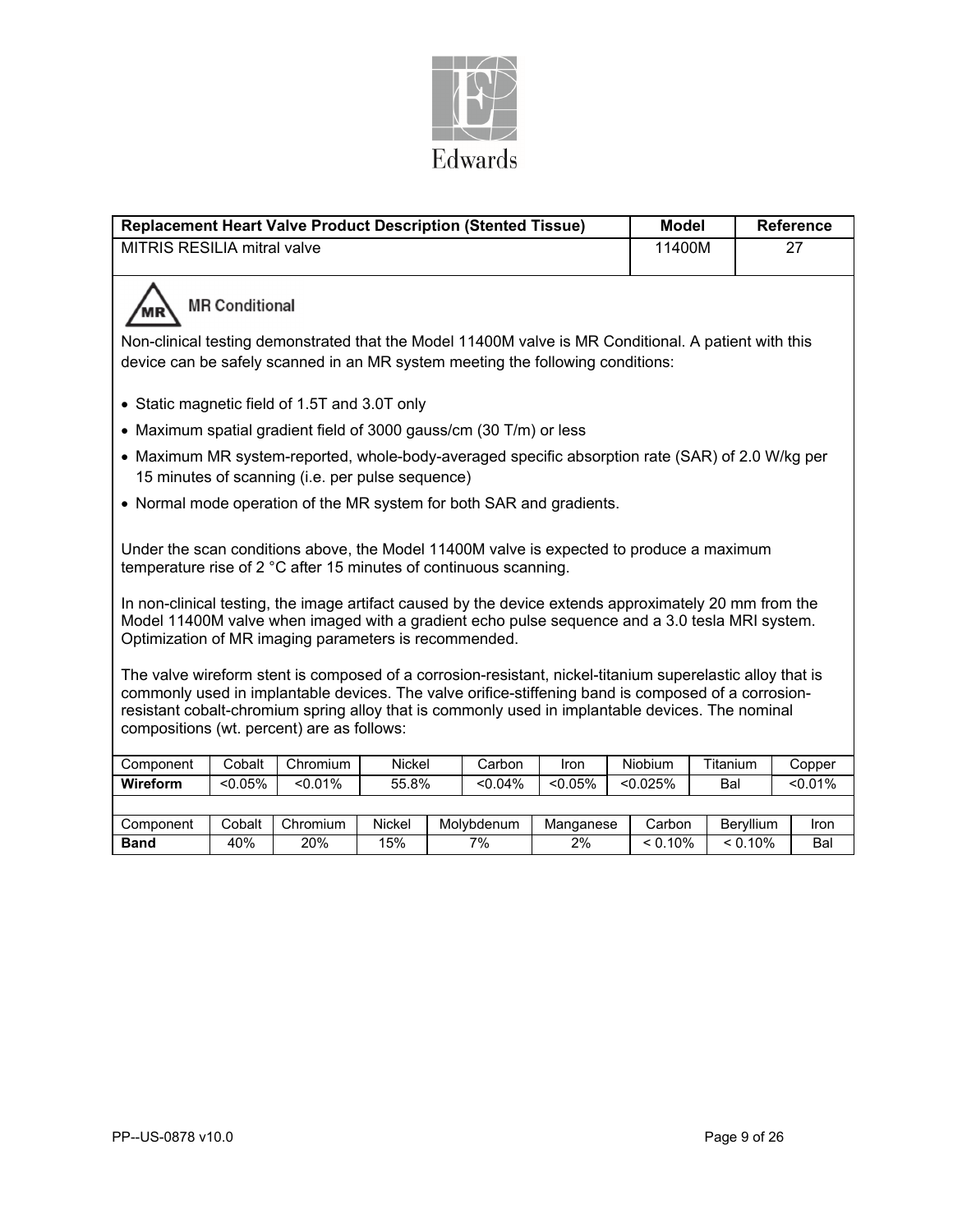| Replacement Heart Valve Product Description (Stented Tissue) | Model | Reference |
|---|---|---|
| MITRIS RESILIA mitral valve | 11400M | 27 |

**MR Conditional**

Non-clinical testing demonstrated that the Model 11400M valve is MR Conditional. A patient with this device can be safely scanned in an MR system meeting the following conditions:

- Static magnetic field of 1.5T and 3.0T only
- Maximum spatial gradient field of 3000 gauss/cm (30 T/m) or less
- Maximum MR system-reported, whole-body-averaged specific absorption rate (SAR) of 2.0 W/kg per 15 minutes of scanning (i.e. per pulse sequence)
- Normal mode operation of the MR system for both SAR and gradients.

Under the scan conditions above, the Model 11400M valve is expected to produce a maximum temperature rise of 2 °C after 15 minutes of continuous scanning.

In non-clinical testing, the image artifact caused by the device extends approximately 20 mm from the Model 11400M valve when imaged with a gradient echo pulse sequence and a 3.0 tesla MRI system. Optimization of MR imaging parameters is recommended.

The valve wireform stent is composed of a corrosion-resistant, nickel-titanium superelastic alloy that is commonly used in implantable devices. The valve orifice-stiffening band is composed of a corrosion-resistant cobalt-chromium spring alloy that is commonly used in implantable devices. The nominal compositions (wt. percent) are as follows:

| Component | Cobalt | Chromium | Nickel | Carbon | Iron | Niobium | Titanium | Copper |
|---|---|---|---|---|---|---|---|---|
| **Wireform** | <0.05% | <0.01% | 55.8% | <0.04% | <0.05% | <0.025% | Bal | <0.01% |

| Component | Cobalt | Chromium | Nickel | Molybdenum | Manganese | Carbon | Beryllium | Iron |
|---|---|---|---|---|---|---|---|---|
| **Band** | 40% | 20% | 15% | 7% | 2% | < 0.10% | < 0.10% | Bal |

PP--US-0878 v10.0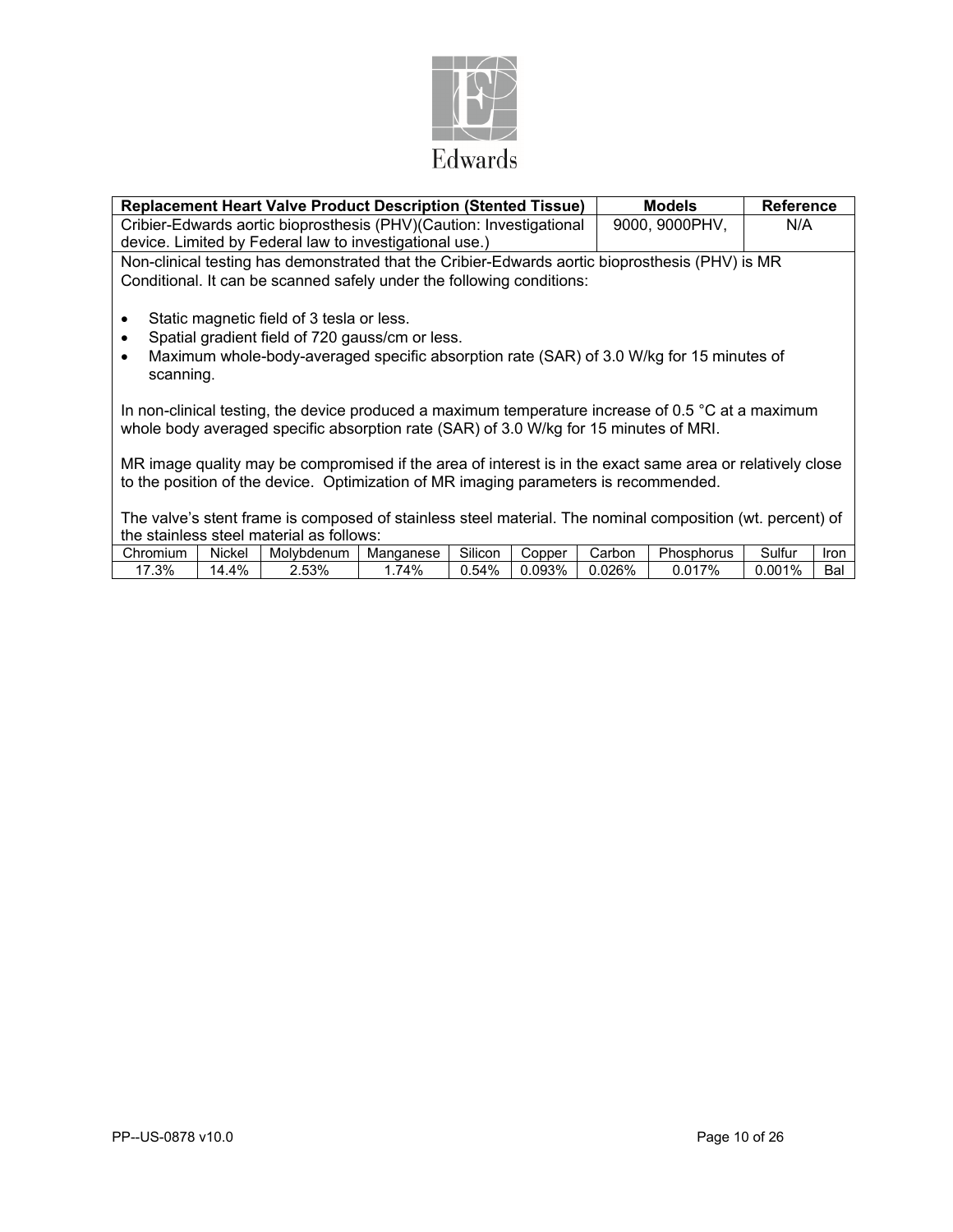Edwards

| Replacement Heart Valve Product Description (Stented Tissue) | Models | Reference |
|---|---|---|
| Cribier-Edwards aortic bioprosthesis (PHV)(Caution: Investigational device. Limited by Federal law to investigational use.) | 9000, 9000PHV, | N/A |

Non-clinical testing has demonstrated that the Cribier-Edwards aortic bioprosthesis (PHV) is MR Conditional. It can be scanned safely under the following conditions:

- Static magnetic field of 3 tesla or less.
- Spatial gradient field of 720 gauss/cm or less.
- Maximum whole-body-averaged specific absorption rate (SAR) of 3.0 W/kg for 15 minutes of scanning.

In non-clinical testing, the device produced a maximum temperature increase of 0.5 °C at a maximum whole body averaged specific absorption rate (SAR) of 3.0 W/kg for 15 minutes of MRI.

MR image quality may be compromised if the area of interest is in the exact same area or relatively close to the position of the device. Optimization of MR imaging parameters is recommended.

The valve's stent frame is composed of stainless steel material. The nominal composition (wt. percent) of the stainless steel material as follows:

| Chromium | Nickel | Molybdenum | Manganese | Silicon | Copper | Carbon | Phosphorus | Sulfur | Iron |
|---|---|---|---|---|---|---|---|---|---|
| 17.3% | 14.4% | 2.53% | 1.74% | 0.54% | 0.093% | 0.026% | 0.017% | 0.001% | Bal |

PP--US-0878 v10.0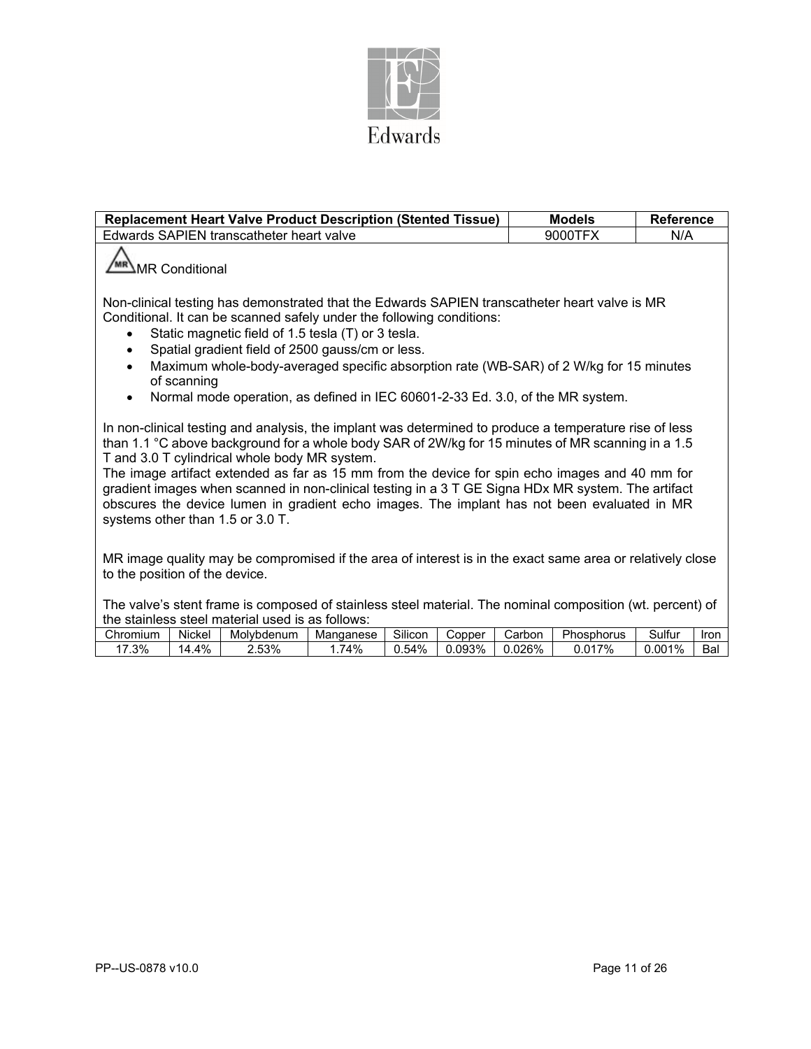Edwards

| Replacement Heart Valve Product Description (Stented Tissue) | Models | Reference |
|---|---|---|
| Edwards SAPIEN transcatheter heart valve | 9000TFX | N/A |

MR Conditional

Non-clinical testing has demonstrated that the Edwards SAPIEN transcatheter heart valve is MR Conditional. It can be scanned safely under the following conditions:

- Static magnetic field of 1.5 tesla (T) or 3 tesla.
- Spatial gradient field of 2500 gauss/cm or less.
- Maximum whole-body-averaged specific absorption rate (WB-SAR) of 2 W/kg for 15 minutes of scanning
- Normal mode operation, as defined in IEC 60601-2-33 Ed. 3.0, of the MR system.

In non-clinical testing and analysis, the implant was determined to produce a temperature rise of less than 1.1 °C above background for a whole body SAR of 2W/kg for 15 minutes of MR scanning in a 1.5 T and 3.0 T cylindrical whole body MR system.
The image artifact extended as far as 15 mm from the device for spin echo images and 40 mm for gradient images when scanned in non-clinical testing in a 3 T GE Signa HDx MR system. The artifact obscures the device lumen in gradient echo images. The implant has not been evaluated in MR systems other than 1.5 or 3.0 T.

MR image quality may be compromised if the area of interest is in the exact same area or relatively close to the position of the device.

The valve's stent frame is composed of stainless steel material. The nominal composition (wt. percent) of the stainless steel material used is as follows:

| Chromium | Nickel | Molybdenum | Manganese | Silicon | Copper | Carbon | Phosphorus | Sulfur | Iron |
|---|---|---|---|---|---|---|---|---|---|
| 17.3% | 14.4% | 2.53% | 1.74% | 0.54% | 0.093% | 0.026% | 0.017% | 0.001% | Bal |

PP--US-0878 v10.0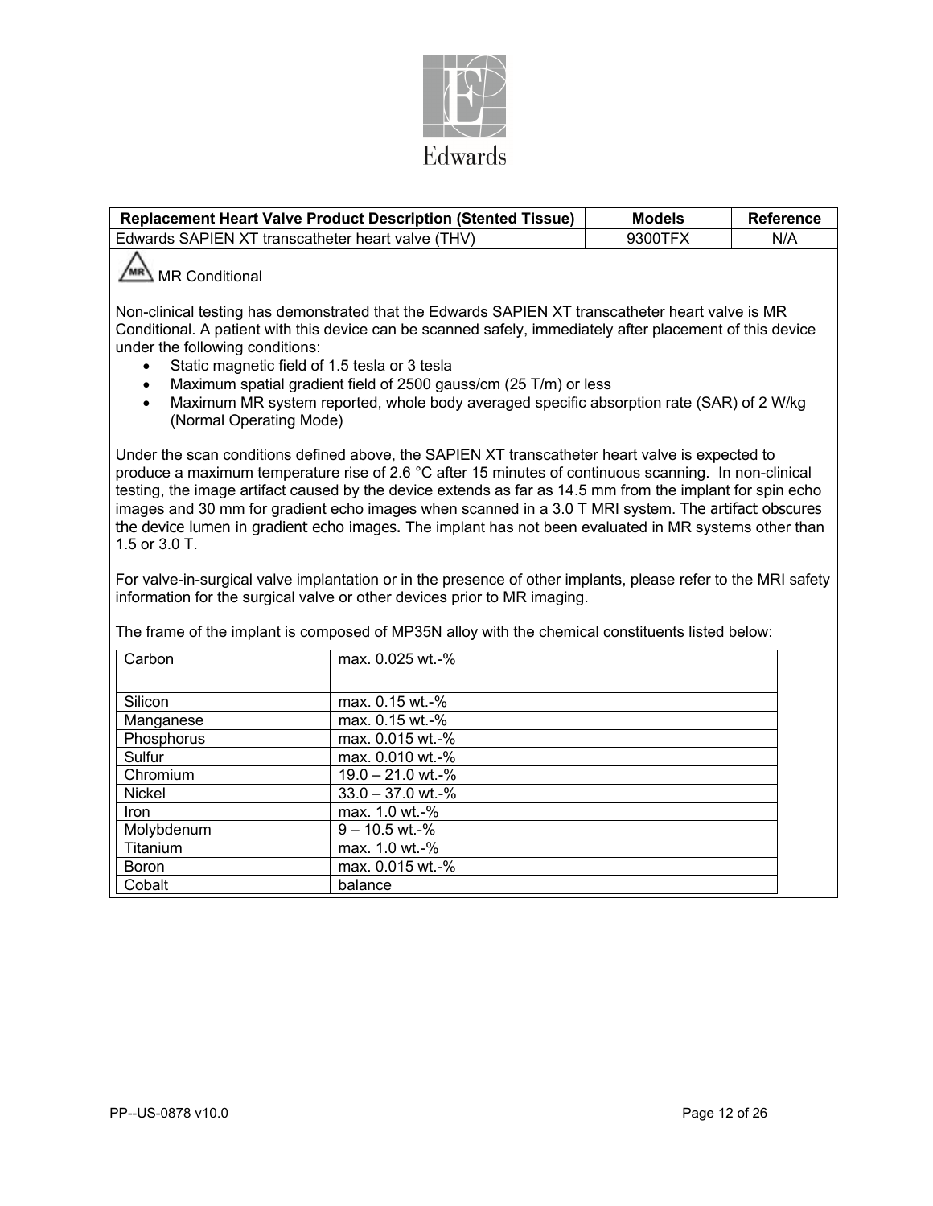Edwards

| Replacement Heart Valve Product Description (Stented Tissue) | Models | Reference |
| --- | --- | --- |
| Edwards SAPIEN XT transcatheter heart valve (THV) | 9300TFX | N/A |

MR Conditional

Non-clinical testing has demonstrated that the Edwards SAPIEN XT transcatheter heart valve is MR Conditional. A patient with this device can be scanned safely, immediately after placement of this device under the following conditions:

- Static magnetic field of 1.5 tesla or 3 tesla
- Maximum spatial gradient field of 2500 gauss/cm (25 T/m) or less
- Maximum MR system reported, whole body averaged specific absorption rate (SAR) of 2 W/kg (Normal Operating Mode)

Under the scan conditions defined above, the SAPIEN XT transcatheter heart valve is expected to produce a maximum temperature rise of 2.6 °C after 15 minutes of continuous scanning. In non-clinical testing, the image artifact caused by the device extends as far as 14.5 mm from the implant for spin echo images and 30 mm for gradient echo images when scanned in a 3.0 T MRI system. The artifact obscures the device lumen in gradient echo images. The implant has not been evaluated in MR systems other than 1.5 or 3.0 T.

For valve-in-surgical valve implantation or in the presence of other implants, please refer to the MRI safety information for the surgical valve or other devices prior to MR imaging.

The frame of the implant is composed of MP35N alloy with the chemical constituents listed below:

| Element | Content |
| --- | --- |
| Carbon | max. 0.025 wt.-% |
| Silicon | max. 0.15 wt.-% |
| Manganese | max. 0.15 wt.-% |
| Phosphorus | max. 0.015 wt.-% |
| Sulfur | max. 0.010 wt.-% |
| Chromium | 19.0 – 21.0 wt.-% |
| Nickel | 33.0 – 37.0 wt.-% |
| Iron | max. 1.0 wt.-% |
| Molybdenum | 9 – 10.5 wt.-% |
| Titanium | max. 1.0 wt.-% |
| Boron | max. 0.015 wt.-% |
| Cobalt | balance |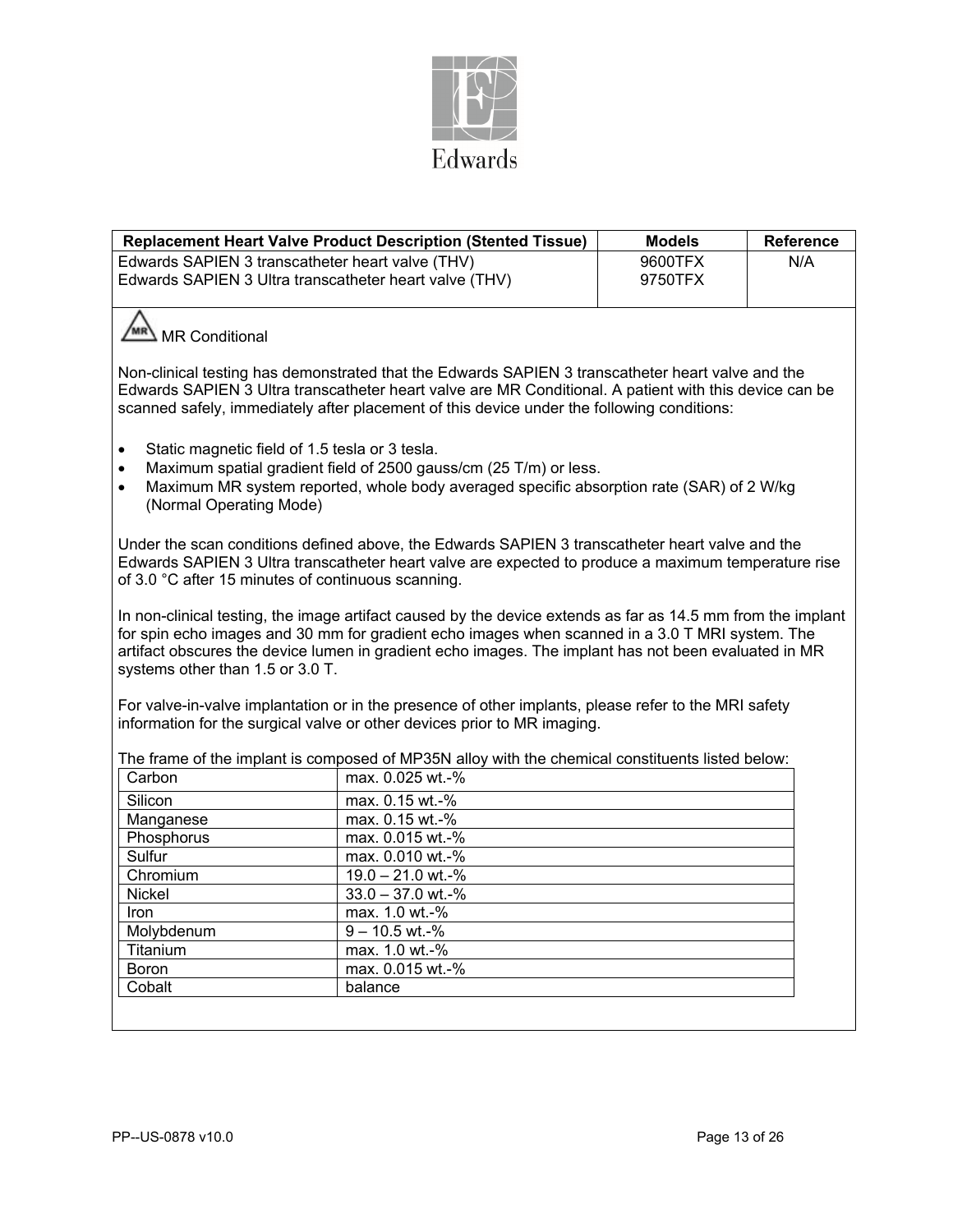| Replacement Heart Valve Product Description (Stented Tissue) | Models | Reference |
|---|---|---|
| Edwards SAPIEN 3 transcatheter heart valve (THV)<br>Edwards SAPIEN 3 Ultra transcatheter heart valve (THV) | 9600TFX<br>9750TFX | N/A |

MR Conditional

Non-clinical testing has demonstrated that the Edwards SAPIEN 3 transcatheter heart valve and the Edwards SAPIEN 3 Ultra transcatheter heart valve are MR Conditional. A patient with this device can be scanned safely, immediately after placement of this device under the following conditions:

- Static magnetic field of 1.5 tesla or 3 tesla.
- Maximum spatial gradient field of 2500 gauss/cm (25 T/m) or less.
- Maximum MR system reported, whole body averaged specific absorption rate (SAR) of 2 W/kg (Normal Operating Mode)

Under the scan conditions defined above, the Edwards SAPIEN 3 transcatheter heart valve and the Edwards SAPIEN 3 Ultra transcatheter heart valve are expected to produce a maximum temperature rise of 3.0 °C after 15 minutes of continuous scanning.

In non-clinical testing, the image artifact caused by the device extends as far as 14.5 mm from the implant for spin echo images and 30 mm for gradient echo images when scanned in a 3.0 T MRI system. The artifact obscures the device lumen in gradient echo images. The implant has not been evaluated in MR systems other than 1.5 or 3.0 T.

For valve-in-valve implantation or in the presence of other implants, please refer to the MRI safety information for the surgical valve or other devices prior to MR imaging.

The frame of the implant is composed of MP35N alloy with the chemical constituents listed below:

| Element | Content |
|---|---|
| Carbon | max. 0.025 wt.-% |
| Silicon | max. 0.15 wt.-% |
| Manganese | max. 0.15 wt.-% |
| Phosphorus | max. 0.015 wt.-% |
| Sulfur | max. 0.010 wt.-% |
| Chromium | 19.0 – 21.0 wt.-% |
| Nickel | 33.0 – 37.0 wt.-% |
| Iron | max. 1.0 wt.-% |
| Molybdenum | 9 – 10.5 wt.-% |
| Titanium | max. 1.0 wt.-% |
| Boron | max. 0.015 wt.-% |
| Cobalt | balance |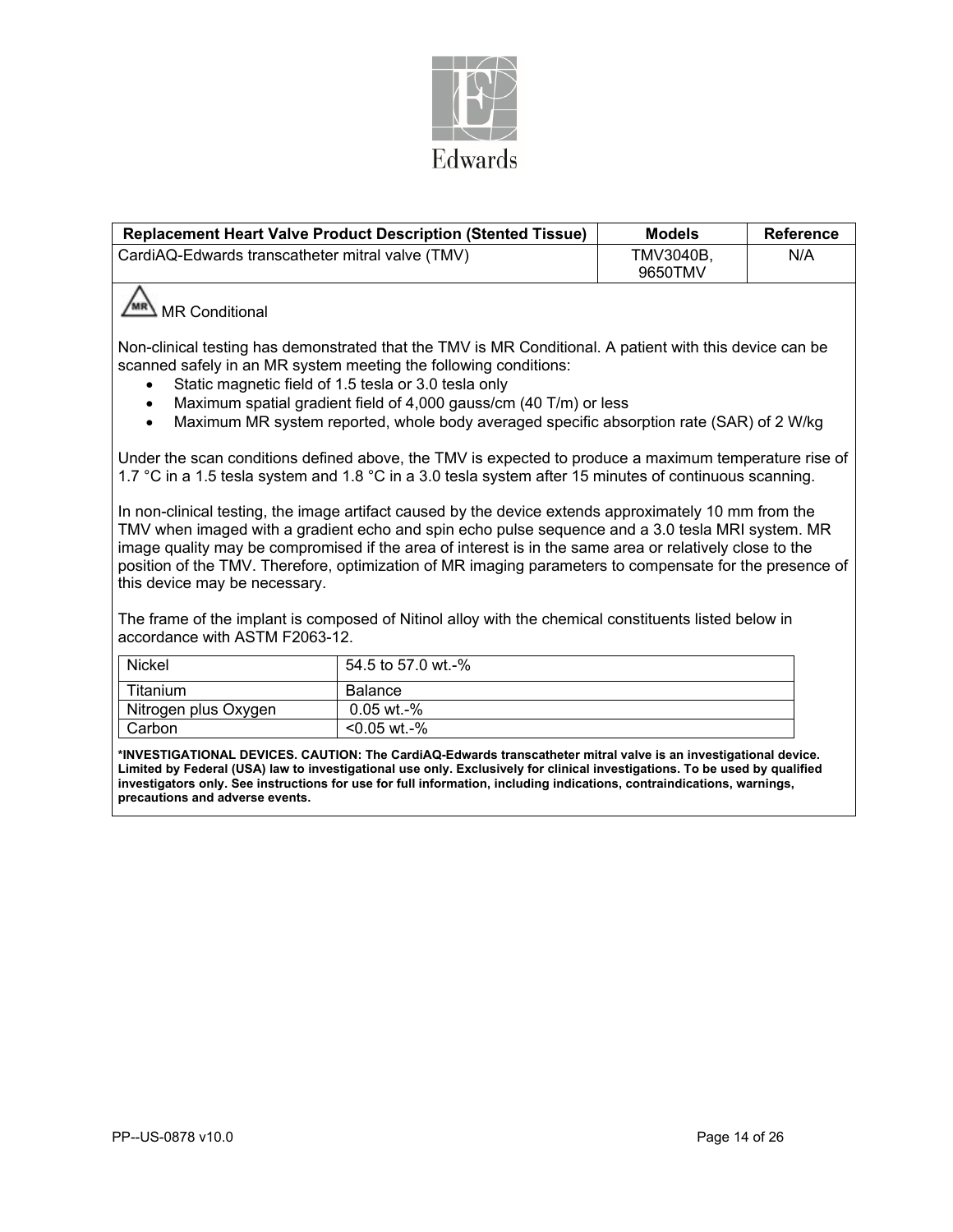Edwards

| Replacement Heart Valve Product Description (Stented Tissue) | Models | Reference |
|---|---|---|
| CardiAQ-Edwards transcatheter mitral valve (TMV) | TMV3040B, 9650TMV | N/A |

MR Conditional

Non-clinical testing has demonstrated that the TMV is MR Conditional. A patient with this device can be scanned safely in an MR system meeting the following conditions:

- Static magnetic field of 1.5 tesla or 3.0 tesla only
- Maximum spatial gradient field of 4,000 gauss/cm (40 T/m) or less
- Maximum MR system reported, whole body averaged specific absorption rate (SAR) of 2 W/kg

Under the scan conditions defined above, the TMV is expected to produce a maximum temperature rise of 1.7 °C in a 1.5 tesla system and 1.8 °C in a 3.0 tesla system after 15 minutes of continuous scanning.

In non-clinical testing, the image artifact caused by the device extends approximately 10 mm from the TMV when imaged with a gradient echo and spin echo pulse sequence and a 3.0 tesla MRI system. MR image quality may be compromised if the area of interest is in the same area or relatively close to the position of the TMV. Therefore, optimization of MR imaging parameters to compensate for the presence of this device may be necessary.

The frame of the implant is composed of Nitinol alloy with the chemical constituents listed below in accordance with ASTM F2063-12.

| Nickel | 54.5 to 57.0 wt.-% |
|---|---|
| Titanium | Balance |
| Nitrogen plus Oxygen | 0.05 wt.-% |
| Carbon | <0.05 wt.-% |

**\*INVESTIGATIONAL DEVICES. CAUTION: The CardiAQ-Edwards transcatheter mitral valve is an investigational device. Limited by Federal (USA) law to investigational use only. Exclusively for clinical investigations. To be used by qualified investigators only. See instructions for use for full information, including indications, contraindications, warnings, precautions and adverse events.**

PP--US-0878 v10.0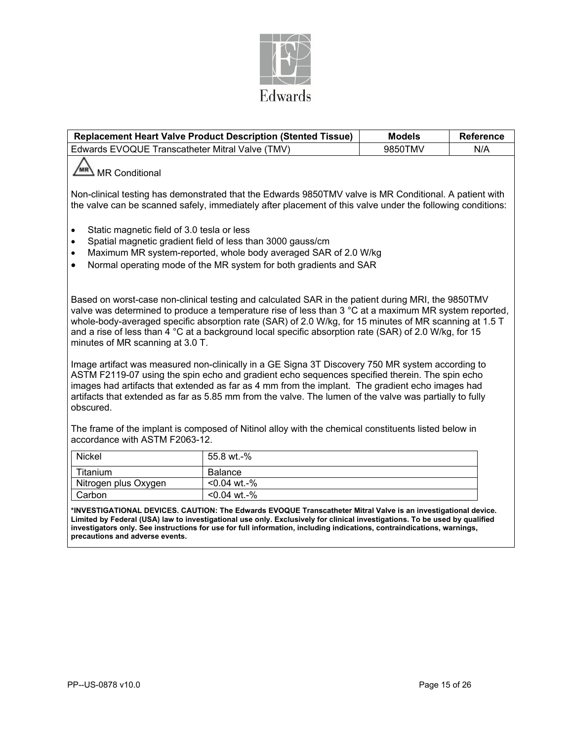Edwards

| Replacement Heart Valve Product Description (Stented Tissue) | Models | Reference |
| --- | --- | --- |
| Edwards EVOQUE Transcatheter Mitral Valve (TMV) | 9850TMV | N/A |

MR Conditional

Non-clinical testing has demonstrated that the Edwards 9850TMV valve is MR Conditional. A patient with the valve can be scanned safely, immediately after placement of this valve under the following conditions:

- Static magnetic field of 3.0 tesla or less
- Spatial magnetic gradient field of less than 3000 gauss/cm
- Maximum MR system-reported, whole body averaged SAR of 2.0 W/kg
- Normal operating mode of the MR system for both gradients and SAR

Based on worst-case non-clinical testing and calculated SAR in the patient during MRI, the 9850TMV valve was determined to produce a temperature rise of less than 3 °C at a maximum MR system reported, whole-body-averaged specific absorption rate (SAR) of 2.0 W/kg, for 15 minutes of MR scanning at 1.5 T and a rise of less than 4 °C at a background local specific absorption rate (SAR) of 2.0 W/kg, for 15 minutes of MR scanning at 3.0 T.

Image artifact was measured non-clinically in a GE Signa 3T Discovery 750 MR system according to ASTM F2119-07 using the spin echo and gradient echo sequences specified therein. The spin echo images had artifacts that extended as far as 4 mm from the implant. The gradient echo images had artifacts that extended as far as 5.85 mm from the valve. The lumen of the valve was partially to fully obscured.

The frame of the implant is composed of Nitinol alloy with the chemical constituents listed below in accordance with ASTM F2063-12.

| Nickel | 55.8 wt.-% |
| --- | --- |
| Titanium | Balance |
| Nitrogen plus Oxygen | <0.04 wt.-% |
| Carbon | <0.04 wt.-% |

**\*INVESTIGATIONAL DEVICES. CAUTION: The Edwards EVOQUE Transcatheter Mitral Valve is an investigational device. Limited by Federal (USA) law to investigational use only. Exclusively for clinical investigations. To be used by qualified investigators only. See instructions for use for full information, including indications, contraindications, warnings, precautions and adverse events.**

PP--US-0878 v10.0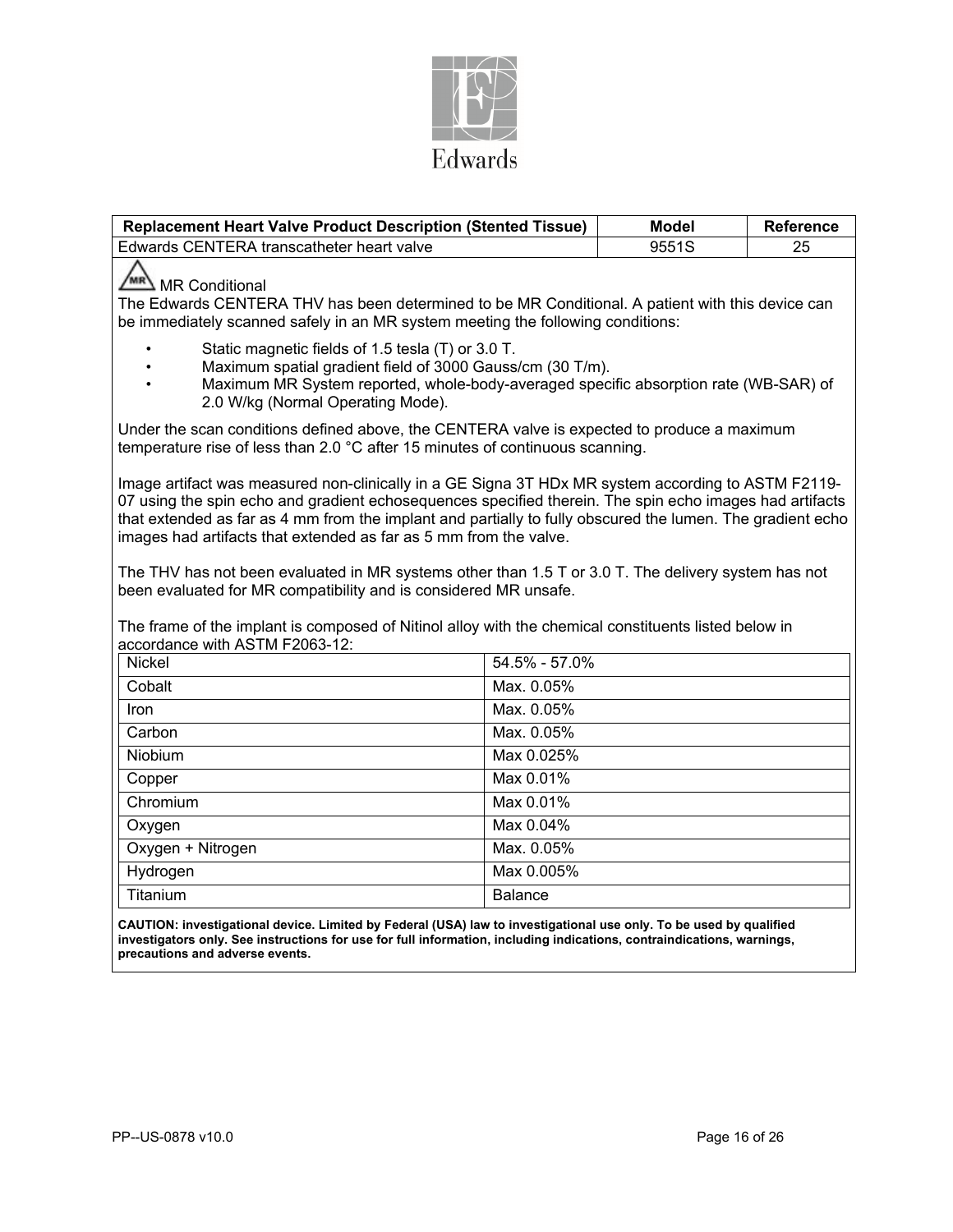Edwards

| Replacement Heart Valve Product Description (Stented Tissue) | Model | Reference |
|---|---|---|
| Edwards CENTERA transcatheter heart valve | 9551S | 25 |

MR Conditional

The Edwards CENTERA THV has been determined to be MR Conditional. A patient with this device can be immediately scanned safely in an MR system meeting the following conditions:

- Static magnetic fields of 1.5 tesla (T) or 3.0 T.
- Maximum spatial gradient field of 3000 Gauss/cm (30 T/m).
- Maximum MR System reported, whole-body-averaged specific absorption rate (WB-SAR) of 2.0 W/kg (Normal Operating Mode).

Under the scan conditions defined above, the CENTERA valve is expected to produce a maximum temperature rise of less than 2.0 °C after 15 minutes of continuous scanning.

Image artifact was measured non-clinically in a GE Signa 3T HDx MR system according to ASTM F2119-07 using the spin echo and gradient echosequences specified therein. The spin echo images had artifacts that extended as far as 4 mm from the implant and partially to fully obscured the lumen. The gradient echo images had artifacts that extended as far as 5 mm from the valve.

The THV has not been evaluated in MR systems other than 1.5 T or 3.0 T. The delivery system has not been evaluated for MR compatibility and is considered MR unsafe.

The frame of the implant is composed of Nitinol alloy with the chemical constituents listed below in accordance with ASTM F2063-12:

| Element | Content |
|---|---|
| Nickel | 54.5% - 57.0% |
| Cobalt | Max. 0.05% |
| Iron | Max. 0.05% |
| Carbon | Max. 0.05% |
| Niobium | Max 0.025% |
| Copper | Max 0.01% |
| Chromium | Max 0.01% |
| Oxygen | Max 0.04% |
| Oxygen + Nitrogen | Max. 0.05% |
| Hydrogen | Max 0.005% |
| Titanium | Balance |

**CAUTION: investigational device. Limited by Federal (USA) law to investigational use only. To be used by qualified investigators only. See instructions for use for full information, including indications, contraindications, warnings, precautions and adverse events.**

PP--US-0878 v10.0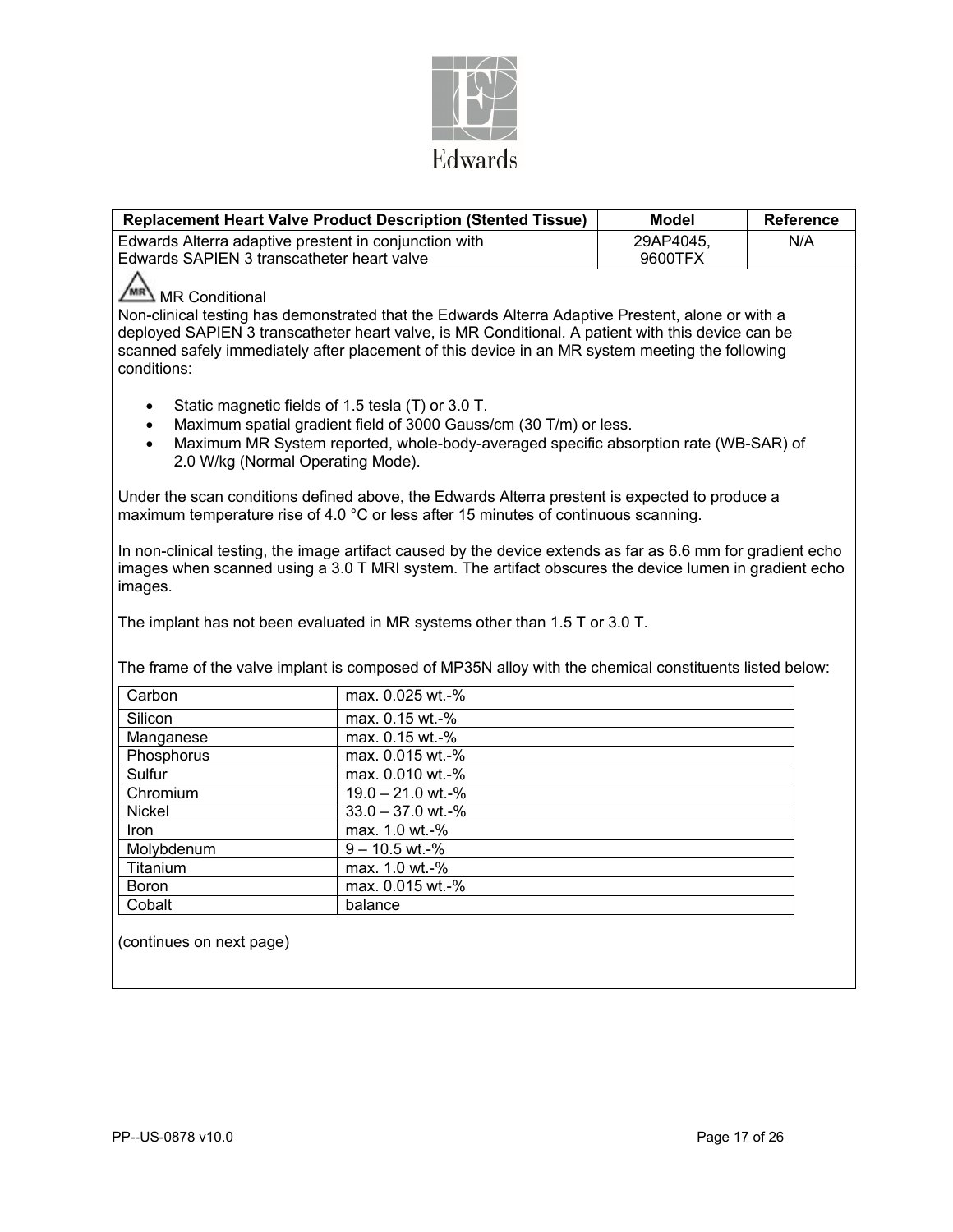Edwards

| Replacement Heart Valve Product Description (Stented Tissue) | Model | Reference |
|---|---|---|
| Edwards Alterra adaptive prestent in conjunction with Edwards SAPIEN 3 transcatheter heart valve | 29AP4045, 9600TFX | N/A |

MR Conditional

Non-clinical testing has demonstrated that the Edwards Alterra Adaptive Prestent, alone or with a deployed SAPIEN 3 transcatheter heart valve, is MR Conditional. A patient with this device can be scanned safely immediately after placement of this device in an MR system meeting the following conditions:

- Static magnetic fields of 1.5 tesla (T) or 3.0 T.
- Maximum spatial gradient field of 3000 Gauss/cm (30 T/m) or less.
- Maximum MR System reported, whole-body-averaged specific absorption rate (WB-SAR) of 2.0 W/kg (Normal Operating Mode).

Under the scan conditions defined above, the Edwards Alterra prestent is expected to produce a maximum temperature rise of 4.0 °C or less after 15 minutes of continuous scanning.

In non-clinical testing, the image artifact caused by the device extends as far as 6.6 mm for gradient echo images when scanned using a 3.0 T MRI system. The artifact obscures the device lumen in gradient echo images.

The implant has not been evaluated in MR systems other than 1.5 T or 3.0 T.

The frame of the valve implant is composed of MP35N alloy with the chemical constituents listed below:

| Element | Content |
|---|---|
| Carbon | max. 0.025 wt.-% |
| Silicon | max. 0.15 wt.-% |
| Manganese | max. 0.15 wt.-% |
| Phosphorus | max. 0.015 wt.-% |
| Sulfur | max. 0.010 wt.-% |
| Chromium | 19.0 – 21.0 wt.-% |
| Nickel | 33.0 – 37.0 wt.-% |
| Iron | max. 1.0 wt.-% |
| Molybdenum | 9 – 10.5 wt.-% |
| Titanium | max. 1.0 wt.-% |
| Boron | max. 0.015 wt.-% |
| Cobalt | balance |

(continues on next page)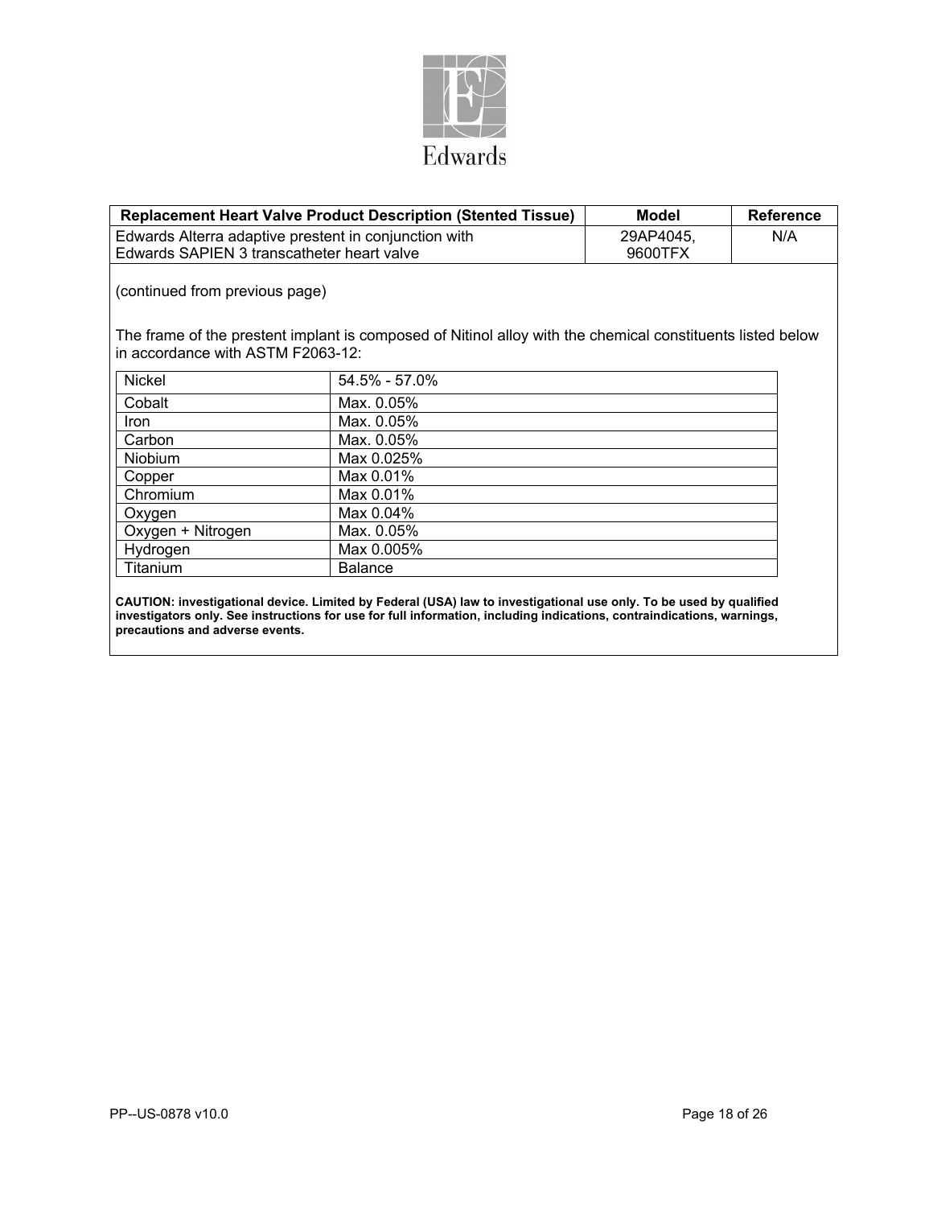| Replacement Heart Valve Product Description (Stented Tissue) | Model | Reference |
|---|---|---|
| Edwards Alterra adaptive prestent in conjunction with Edwards SAPIEN 3 transcatheter heart valve | 29AP4045, 9600TFX | N/A |

(continued from previous page)

The frame of the prestent implant is composed of Nitinol alloy with the chemical constituents listed below in accordance with ASTM F2063-12:

| Element | Composition |
|---|---|
| Nickel | 54.5% - 57.0% |
| Cobalt | Max. 0.05% |
| Iron | Max. 0.05% |
| Carbon | Max. 0.05% |
| Niobium | Max 0.025% |
| Copper | Max 0.01% |
| Chromium | Max 0.01% |
| Oxygen | Max 0.04% |
| Oxygen + Nitrogen | Max. 0.05% |
| Hydrogen | Max 0.005% |
| Titanium | Balance |

**CAUTION: investigational device. Limited by Federal (USA) law to investigational use only. To be used by qualified investigators only. See instructions for use for full information, including indications, contraindications, warnings, precautions and adverse events.**

PP--US-0878 v10.0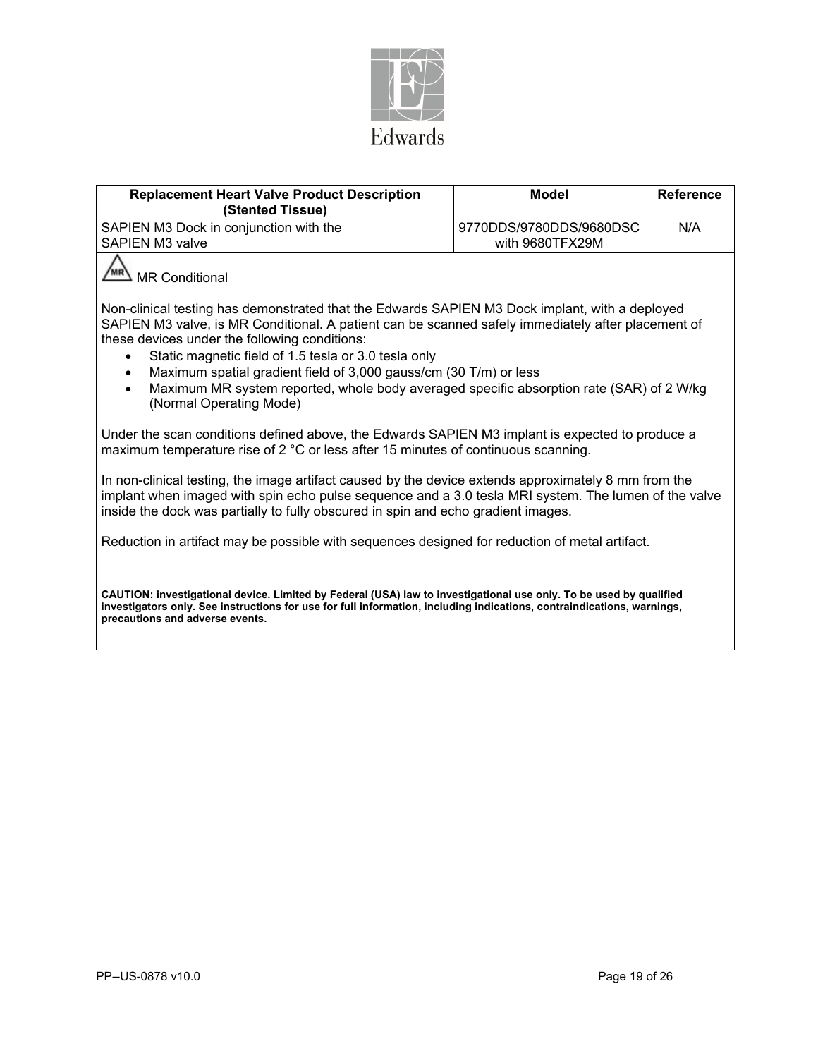Edwards

| Replacement Heart Valve Product Description (Stented Tissue) | Model | Reference |
|---|---|---|
| SAPIEN M3 Dock in conjunction with the SAPIEN M3 valve | 9770DDS/9780DDS/9680DSC with 9680TFX29M | N/A |

MR Conditional

Non-clinical testing has demonstrated that the Edwards SAPIEN M3 Dock implant, with a deployed SAPIEN M3 valve, is MR Conditional. A patient can be scanned safely immediately after placement of these devices under the following conditions:

- Static magnetic field of 1.5 tesla or 3.0 tesla only
- Maximum spatial gradient field of 3,000 gauss/cm (30 T/m) or less
- Maximum MR system reported, whole body averaged specific absorption rate (SAR) of 2 W/kg (Normal Operating Mode)

Under the scan conditions defined above, the Edwards SAPIEN M3 implant is expected to produce a maximum temperature rise of 2 °C or less after 15 minutes of continuous scanning.

In non-clinical testing, the image artifact caused by the device extends approximately 8 mm from the implant when imaged with spin echo pulse sequence and a 3.0 tesla MRI system. The lumen of the valve inside the dock was partially to fully obscured in spin and echo gradient images.

Reduction in artifact may be possible with sequences designed for reduction of metal artifact.

**CAUTION: investigational device. Limited by Federal (USA) law to investigational use only. To be used by qualified investigators only. See instructions for use for full information, including indications, contraindications, warnings, precautions and adverse events.**

PP--US-0878 v10.0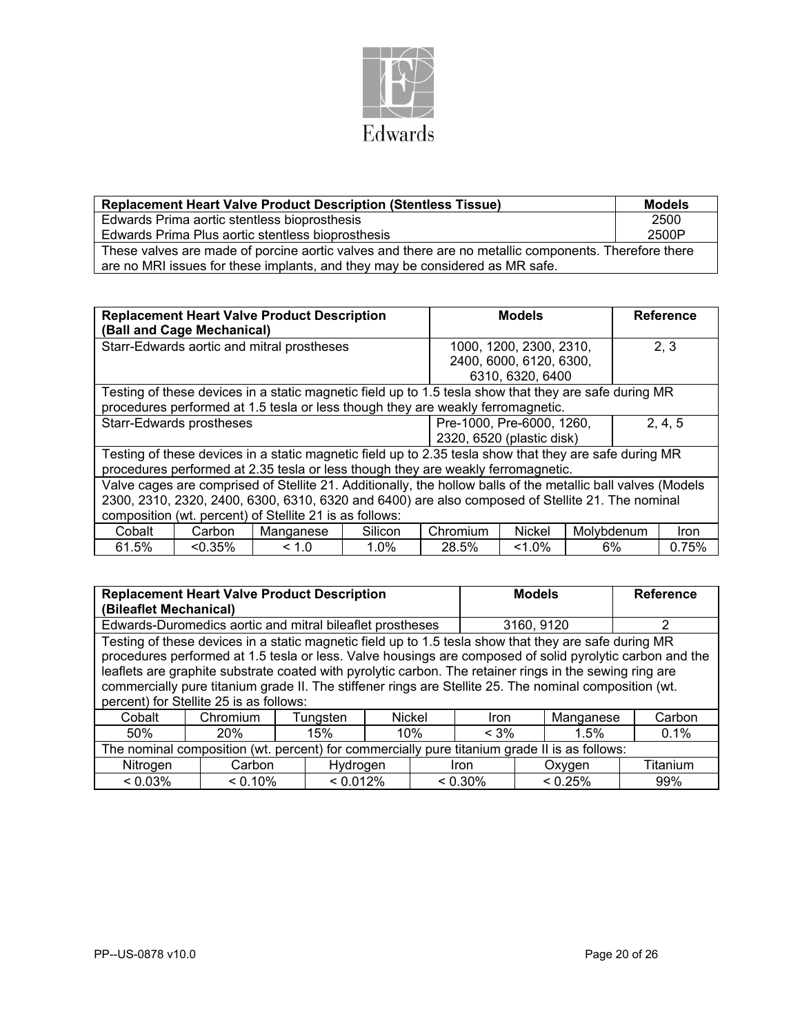| Replacement Heart Valve Product Description (Stentless Tissue) | Models |
|---|---|
| Edwards Prima aortic stentless bioprosthesis | 2500 |
| Edwards Prima Plus aortic stentless bioprosthesis | 2500P |
| These valves are made of porcine aortic valves and there are no metallic components. Therefore there are no MRI issues for these implants, and they may be considered as MR safe. | |

| Replacement Heart Valve Product Description (Ball and Cage Mechanical) | | | | Models | | | Reference |
|---|---|---|---|---|---|---|---|
| Starr-Edwards aortic and mitral prostheses | | | | 1000, 1200, 2300, 2310, 2400, 6000, 6120, 6300, 6310, 6320, 6400 | | | 2, 3 |
| Testing of these devices in a static magnetic field up to 1.5 tesla show that they are safe during MR procedures performed at 1.5 tesla or less though they are weakly ferromagnetic. | | | | | | | |
| Starr-Edwards prostheses | | | | Pre-1000, Pre-6000, 1260, 2320, 6520 (plastic disk) | | | 2, 4, 5 |
| Testing of these devices in a static magnetic field up to 2.35 tesla show that they are safe during MR procedures performed at 2.35 tesla or less though they are weakly ferromagnetic. | | | | | | | |
| Valve cages are comprised of Stellite 21. Additionally, the hollow balls of the metallic ball valves (Models 2300, 2310, 2320, 2400, 6300, 6310, 6320 and 6400) are also composed of Stellite 21. The nominal composition (wt. percent) of Stellite 21 is as follows: | | | | | | | |
| Cobalt | Carbon | Manganese | Silicon | Chromium | Nickel | Molybdenum | Iron |
| 61.5% | <0.35% | < 1.0 | 1.0% | 28.5% | <1.0% | 6% | 0.75% |

| Replacement Heart Valve Product Description (Bileaflet Mechanical) | | | | Models | | Reference |
|---|---|---|---|---|---|---|
| Edwards-Duromedics aortic and mitral bileaflet prostheses | | | | 3160, 9120 | | 2 |
| Testing of these devices in a static magnetic field up to 1.5 tesla show that they are safe during MR procedures performed at 1.5 tesla or less. Valve housings are composed of solid pyrolytic carbon and the leaflets are graphite substrate coated with pyrolytic carbon. The retainer rings in the sewing ring are commercially pure titanium grade II. The stiffener rings are Stellite 25. The nominal composition (wt. percent) for Stellite 25 is as follows: | | | | | | |
| Cobalt | Chromium | Tungsten | Nickel | Iron | Manganese | Carbon |
| 50% | 20% | 15% | 10% | < 3% | 1.5% | 0.1% |
| The nominal composition (wt. percent) for commercially pure titanium grade II is as follows: | | | | | | |
| Nitrogen | Carbon | Hydrogen | Iron | Oxygen | Titanium | |
| < 0.03% | < 0.10% | < 0.012% | < 0.30% | < 0.25% | 99% | |

PP--US-0878 v10.0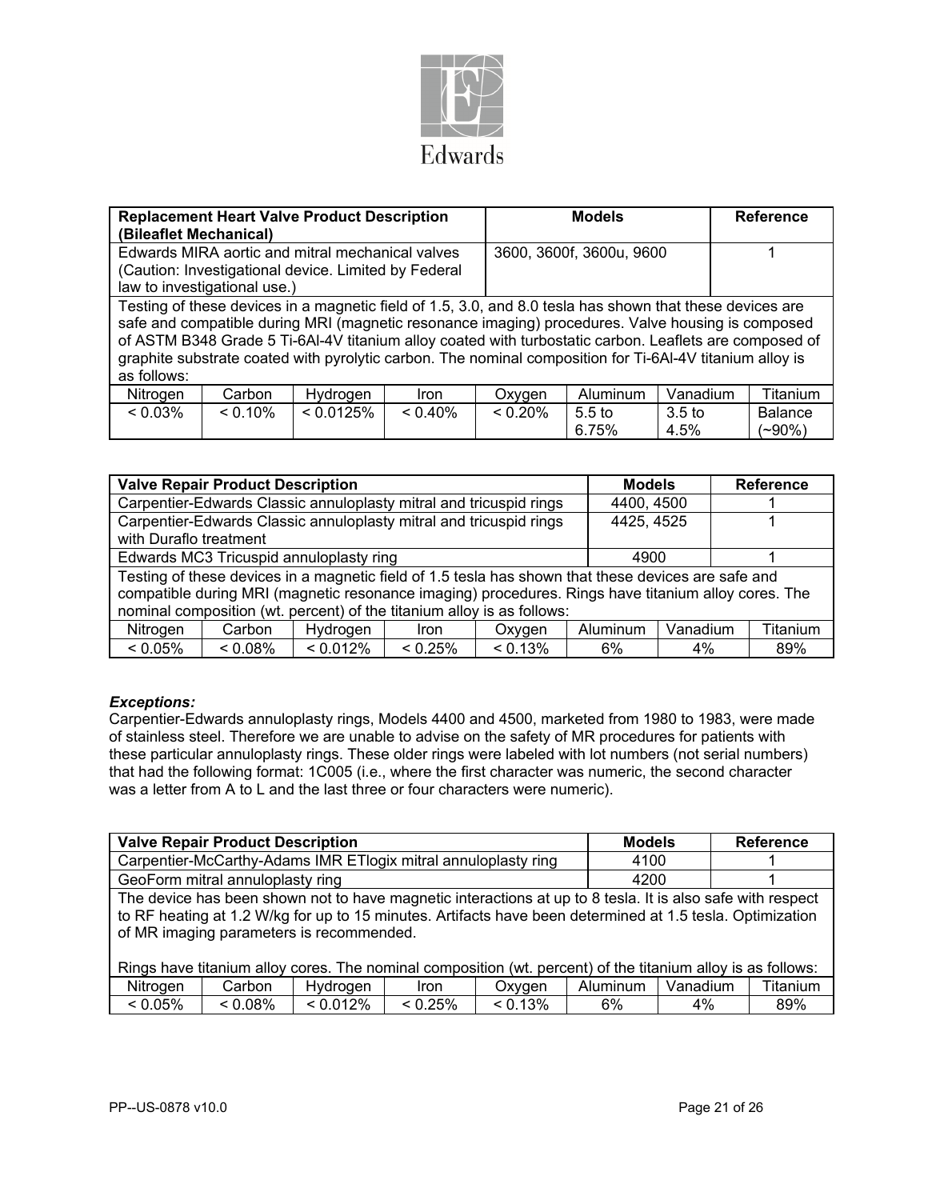| Replacement Heart Valve Product Description (Bileaflet Mechanical) | | | | | Models | | Reference |
|---|---|---|---|---|---|---|---|
| Edwards MIRA aortic and mitral mechanical valves (Caution: Investigational device. Limited by Federal law to investigational use.) | | | | | 3600, 3600f, 3600u, 9600 | | 1 |
| Testing of these devices in a magnetic field of 1.5, 3.0, and 8.0 tesla has shown that these devices are safe and compatible during MRI (magnetic resonance imaging) procedures. Valve housing is composed of ASTM B348 Grade 5 Ti-6Al-4V titanium alloy coated with turbostatic carbon. Leaflets are composed of graphite substrate coated with pyrolytic carbon. The nominal composition for Ti-6Al-4V titanium alloy is as follows: | | | | | | | |
| Nitrogen | Carbon | Hydrogen | Iron | Oxygen | Aluminum | Vanadium | Titanium |
| < 0.03% | < 0.10% | < 0.0125% | < 0.40% | < 0.20% | 5.5 to 6.75% | 3.5 to 4.5% | Balance (~90%) |

| Valve Repair Product Description | | | | | | Models | Reference |
|---|---|---|---|---|---|---|---|
| Carpentier-Edwards Classic annuloplasty mitral and tricuspid rings | | | | | | 4400, 4500 | 1 |
| Carpentier-Edwards Classic annuloplasty mitral and tricuspid rings with Duraflo treatment | | | | | | 4425, 4525 | 1 |
| Edwards MC3 Tricuspid annuloplasty ring | | | | | | 4900 | 1 |
| Testing of these devices in a magnetic field of 1.5 tesla has shown that these devices are safe and compatible during MRI (magnetic resonance imaging) procedures. Rings have titanium alloy cores. The nominal composition (wt. percent) of the titanium alloy is as follows: | | | | | | | |
| Nitrogen | Carbon | Hydrogen | Iron | Oxygen | Aluminum | Vanadium | Titanium |
| < 0.05% | < 0.08% | < 0.012% | < 0.25% | < 0.13% | 6% | 4% | 89% |

***Exceptions:***
Carpentier-Edwards annuloplasty rings, Models 4400 and 4500, marketed from 1980 to 1983, were made of stainless steel. Therefore we are unable to advise on the safety of MR procedures for patients with these particular annuloplasty rings. These older rings were labeled with lot numbers (not serial numbers) that had the following format: 1C005 (i.e., where the first character was numeric, the second character was a letter from A to L and the last three or four characters were numeric).

| Valve Repair Product Description | | | | | | Models | Reference |
|---|---|---|---|---|---|---|---|
| Carpentier-McCarthy-Adams IMR ETlogix mitral annuloplasty ring | | | | | | 4100 | 1 |
| GeoForm mitral annuloplasty ring | | | | | | 4200 | 1 |
| The device has been shown not to have magnetic interactions at up to 8 tesla. It is also safe with respect to RF heating at 1.2 W/kg for up to 15 minutes. Artifacts have been determined at 1.5 tesla. Optimization of MR imaging parameters is recommended. Rings have titanium alloy cores. The nominal composition (wt. percent) of the titanium alloy is as follows: | | | | | | | |
| Nitrogen | Carbon | Hydrogen | Iron | Oxygen | Aluminum | Vanadium | Titanium |
| < 0.05% | < 0.08% | < 0.012% | < 0.25% | < 0.13% | 6% | 4% | 89% |

PP--US-0878 v10.0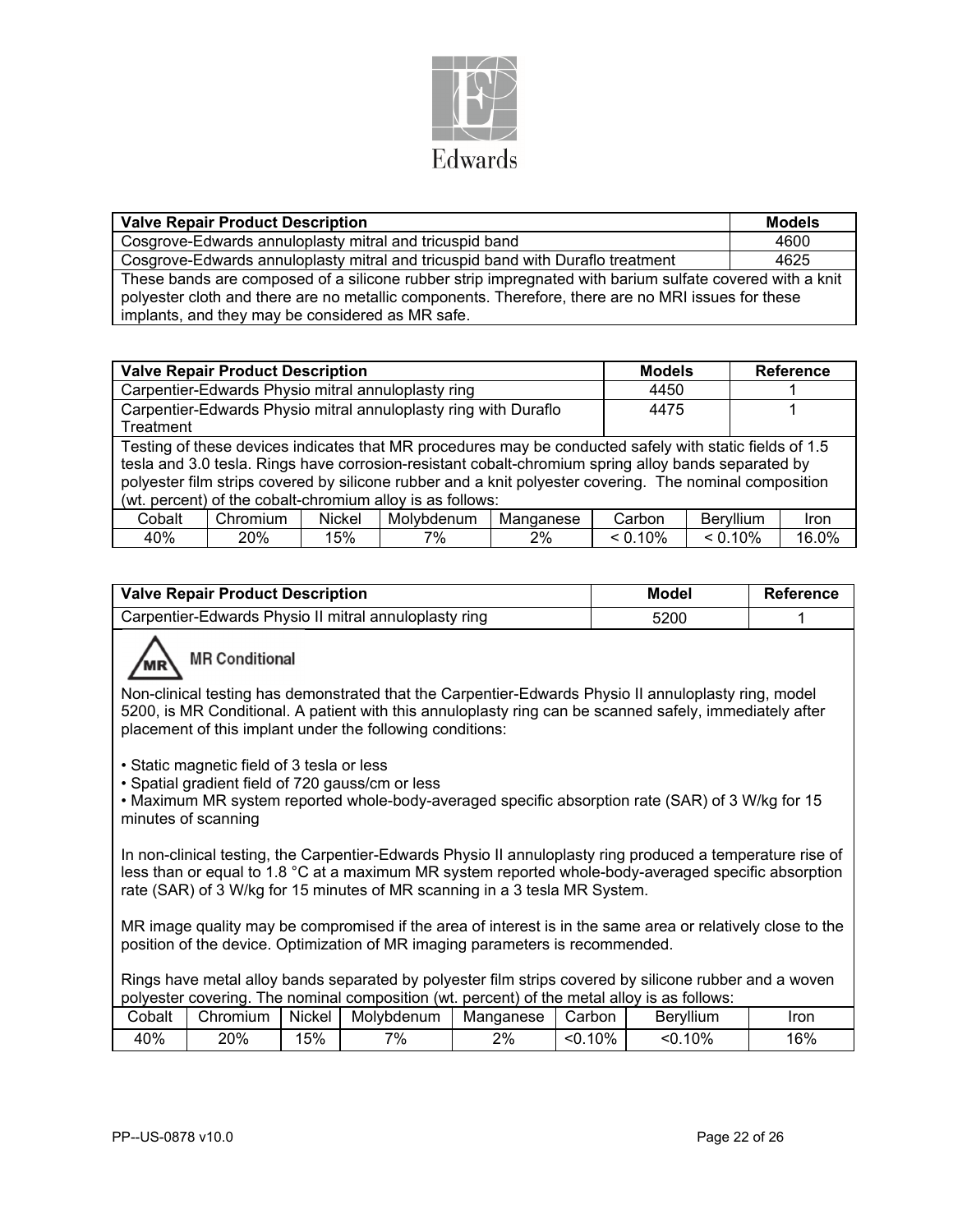Edwards

| Valve Repair Product Description | Models |
|---|---|
| Cosgrove-Edwards annuloplasty mitral and tricuspid band | 4600 |
| Cosgrove-Edwards annuloplasty mitral and tricuspid band with Duraflo treatment | 4625 |
| These bands are composed of a silicone rubber strip impregnated with barium sulfate covered with a knit polyester cloth and there are no metallic components. Therefore, there are no MRI issues for these implants, and they may be considered as MR safe. | |

| Valve Repair Product Description | Models | Reference |
|---|---|---|
| Carpentier-Edwards Physio mitral annuloplasty ring | 4450 | 1 |
| Carpentier-Edwards Physio mitral annuloplasty ring with Duraflo Treatment | 4475 | 1 |

Testing of these devices indicates that MR procedures may be conducted safely with static fields of 1.5 tesla and 3.0 tesla. Rings have corrosion-resistant cobalt-chromium spring alloy bands separated by polyester film strips covered by silicone rubber and a knit polyester covering. The nominal composition (wt. percent) of the cobalt-chromium alloy is as follows:

| Cobalt | Chromium | Nickel | Molybdenum | Manganese | Carbon | Beryllium | Iron |
|---|---|---|---|---|---|---|---|
| 40% | 20% | 15% | 7% | 2% | < 0.10% | < 0.10% | 16.0% |

| Valve Repair Product Description | Model | Reference |
|---|---|---|
| Carpentier-Edwards Physio II mitral annuloplasty ring | 5200 | 1 |

**MR Conditional**

Non-clinical testing has demonstrated that the Carpentier-Edwards Physio II annuloplasty ring, model 5200, is MR Conditional. A patient with this annuloplasty ring can be scanned safely, immediately after placement of this implant under the following conditions:

- Static magnetic field of 3 tesla or less
- Spatial gradient field of 720 gauss/cm or less
- Maximum MR system reported whole-body-averaged specific absorption rate (SAR) of 3 W/kg for 15 minutes of scanning

In non-clinical testing, the Carpentier-Edwards Physio II annuloplasty ring produced a temperature rise of less than or equal to 1.8 °C at a maximum MR system reported whole-body-averaged specific absorption rate (SAR) of 3 W/kg for 15 minutes of MR scanning in a 3 tesla MR System.

MR image quality may be compromised if the area of interest is in the same area or relatively close to the position of the device. Optimization of MR imaging parameters is recommended.

Rings have metal alloy bands separated by polyester film strips covered by silicone rubber and a woven polyester covering. The nominal composition (wt. percent) of the metal alloy is as follows:

| Cobalt | Chromium | Nickel | Molybdenum | Manganese | Carbon | Beryllium | Iron |
|---|---|---|---|---|---|---|---|
| 40% | 20% | 15% | 7% | 2% | <0.10% | <0.10% | 16% |

PP--US-0878 v10.0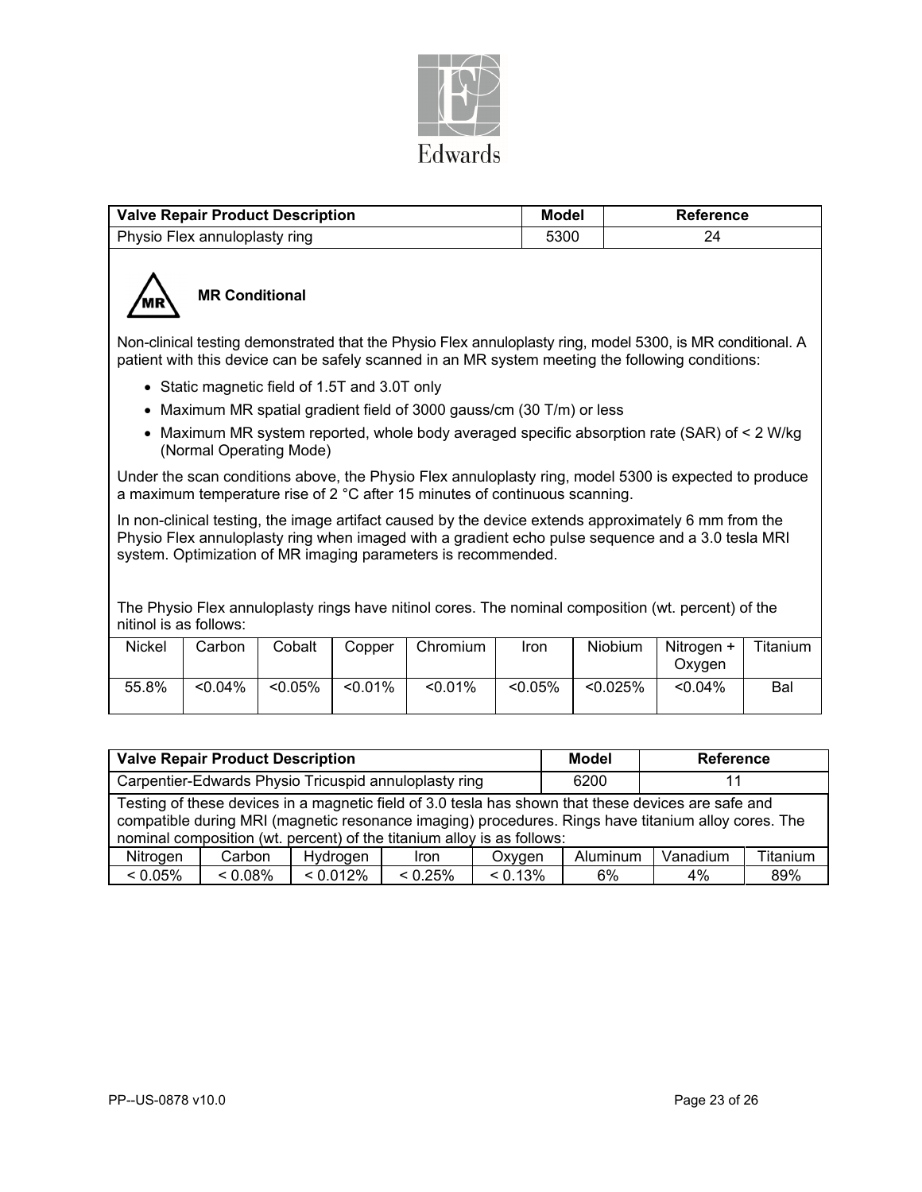Edwards

| Valve Repair Product Description | Model | Reference |
|---|---|---|
| Physio Flex annuloplasty ring | 5300 | 24 |

**MR Conditional**

Non-clinical testing demonstrated that the Physio Flex annuloplasty ring, model 5300, is MR conditional. A patient with this device can be safely scanned in an MR system meeting the following conditions:

- Static magnetic field of 1.5T and 3.0T only
- Maximum MR spatial gradient field of 3000 gauss/cm (30 T/m) or less
- Maximum MR system reported, whole body averaged specific absorption rate (SAR) of < 2 W/kg (Normal Operating Mode)

Under the scan conditions above, the Physio Flex annuloplasty ring, model 5300 is expected to produce a maximum temperature rise of 2 °C after 15 minutes of continuous scanning.

In non-clinical testing, the image artifact caused by the device extends approximately 6 mm from the Physio Flex annuloplasty ring when imaged with a gradient echo pulse sequence and a 3.0 tesla MRI system. Optimization of MR imaging parameters is recommended.

The Physio Flex annuloplasty rings have nitinol cores. The nominal composition (wt. percent) of the nitinol is as follows:

| Nickel | Carbon | Cobalt | Copper | Chromium | Iron | Niobium | Nitrogen + Oxygen | Titanium |
|---|---|---|---|---|---|---|---|---|
| 55.8% | <0.04% | <0.05% | <0.01% | <0.01% | <0.05% | <0.025% | <0.04% | Bal |

| Valve Repair Product Description | Model | Reference |
|---|---|---|
| Carpentier-Edwards Physio Tricuspid annuloplasty ring | 6200 | 11 |

Testing of these devices in a magnetic field of 3.0 tesla has shown that these devices are safe and compatible during MRI (magnetic resonance imaging) procedures. Rings have titanium alloy cores. The nominal composition (wt. percent) of the titanium alloy is as follows:

| Nitrogen | Carbon | Hydrogen | Iron | Oxygen | Aluminum | Vanadium | Titanium |
|---|---|---|---|---|---|---|---|
| < 0.05% | < 0.08% | < 0.012% | < 0.25% | < 0.13% | 6% | 4% | 89% |

PP--US-0878 v10.0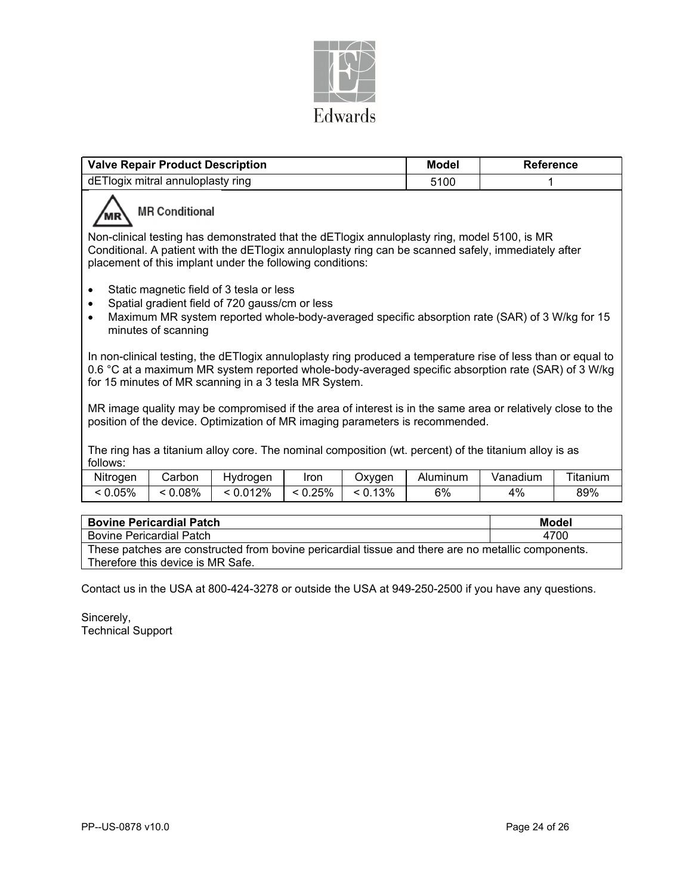Edwards

| Valve Repair Product Description | Model | Reference |
| --- | --- | --- |
| dETlogix mitral annuloplasty ring | 5100 | 1 |

**MR Conditional**

Non-clinical testing has demonstrated that the dETlogix annuloplasty ring, model 5100, is MR Conditional. A patient with the dETlogix annuloplasty ring can be scanned safely, immediately after placement of this implant under the following conditions:

- Static magnetic field of 3 tesla or less
- Spatial gradient field of 720 gauss/cm or less
- Maximum MR system reported whole-body-averaged specific absorption rate (SAR) of 3 W/kg for 15 minutes of scanning

In non-clinical testing, the dETlogix annuloplasty ring produced a temperature rise of less than or equal to 0.6 °C at a maximum MR system reported whole-body-averaged specific absorption rate (SAR) of 3 W/kg for 15 minutes of MR scanning in a 3 tesla MR System.

MR image quality may be compromised if the area of interest is in the same area or relatively close to the position of the device. Optimization of MR imaging parameters is recommended.

The ring has a titanium alloy core. The nominal composition (wt. percent) of the titanium alloy is as follows:

| Nitrogen | Carbon | Hydrogen | Iron | Oxygen | Aluminum | Vanadium | Titanium |
| --- | --- | --- | --- | --- | --- | --- | --- |
| < 0.05% | < 0.08% | < 0.012% | < 0.25% | < 0.13% | 6% | 4% | 89% |

| Bovine Pericardial Patch | Model |
| --- | --- |
| Bovine Pericardial Patch | 4700 |
| These patches are constructed from bovine pericardial tissue and there are no metallic components. Therefore this device is MR Safe. | |

Contact us in the USA at 800-424-3278 or outside the USA at 949-250-2500 if you have any questions.

Sincerely,
Technical Support

PP--US-0878 v10.0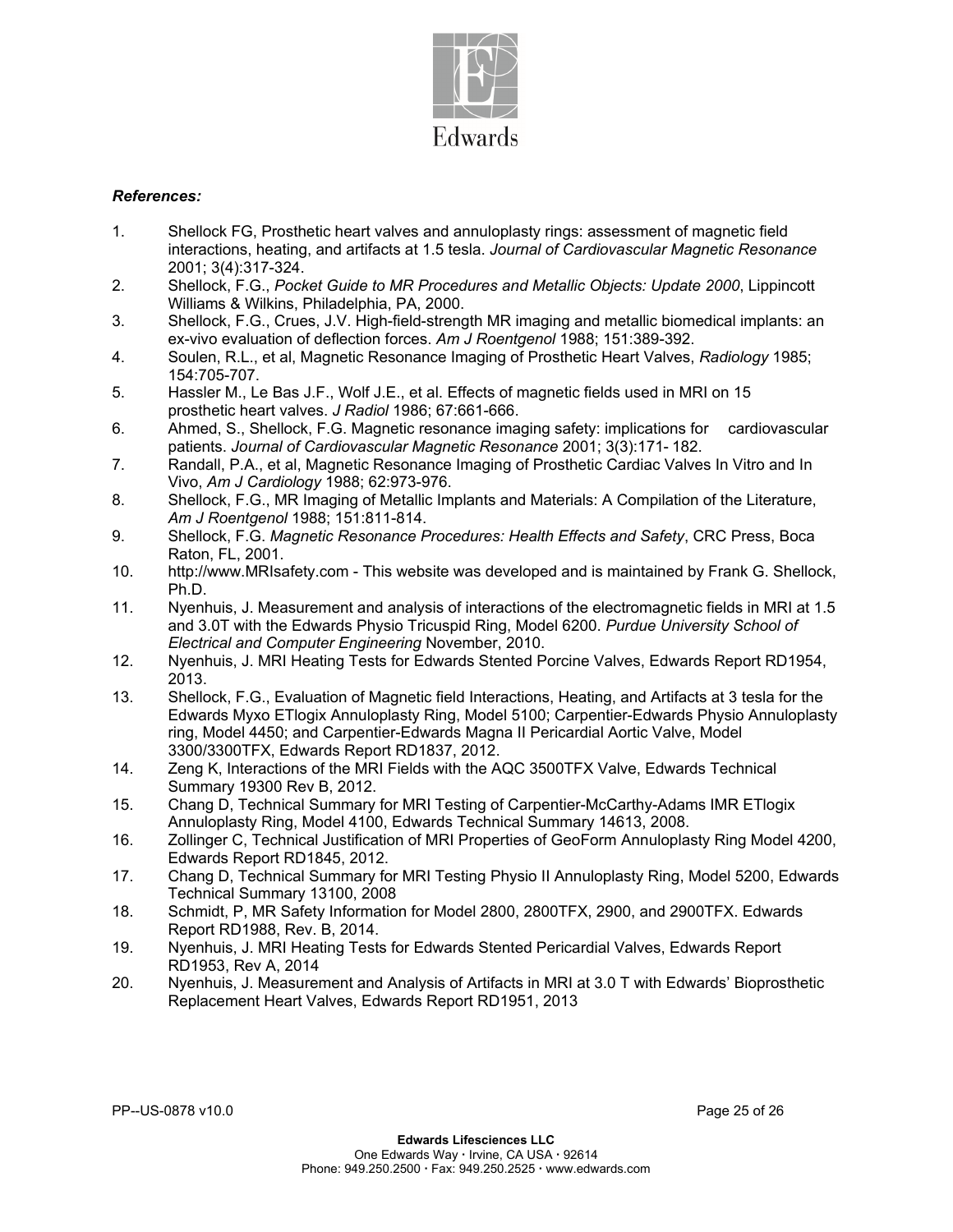***References:***

1. Shellock FG, Prosthetic heart valves and annuloplasty rings: assessment of magnetic field interactions, heating, and artifacts at 1.5 tesla. *Journal of Cardiovascular Magnetic Resonance* 2001; 3(4):317-324.
2. Shellock, F.G., *Pocket Guide to MR Procedures and Metallic Objects: Update 2000*, Lippincott Williams & Wilkins, Philadelphia, PA, 2000.
3. Shellock, F.G., Crues, J.V. High-field-strength MR imaging and metallic biomedical implants: an ex-vivo evaluation of deflection forces. *Am J Roentgenol* 1988; 151:389-392.
4. Soulen, R.L., et al, Magnetic Resonance Imaging of Prosthetic Heart Valves, *Radiology* 1985; 154:705-707.
5. Hassler M., Le Bas J.F., Wolf J.E., et al. Effects of magnetic fields used in MRI on 15 prosthetic heart valves. *J Radiol* 1986; 67:661-666.
6. Ahmed, S., Shellock, F.G. Magnetic resonance imaging safety: implications for cardiovascular patients. *Journal of Cardiovascular Magnetic Resonance* 2001; 3(3):171- 182.
7. Randall, P.A., et al, Magnetic Resonance Imaging of Prosthetic Cardiac Valves In Vitro and In Vivo, *Am J Cardiology* 1988; 62:973-976.
8. Shellock, F.G., MR Imaging of Metallic Implants and Materials: A Compilation of the Literature, *Am J Roentgenol* 1988; 151:811-814.
9. Shellock, F.G. *Magnetic Resonance Procedures: Health Effects and Safety*, CRC Press, Boca Raton, FL, 2001.
10. http://www.MRIsafety.com - This website was developed and is maintained by Frank G. Shellock, Ph.D.
11. Nyenhuis, J. Measurement and analysis of interactions of the electromagnetic fields in MRI at 1.5 and 3.0T with the Edwards Physio Tricuspid Ring, Model 6200. *Purdue University School of Electrical and Computer Engineering* November, 2010.
12. Nyenhuis, J. MRI Heating Tests for Edwards Stented Porcine Valves, Edwards Report RD1954, 2013.
13. Shellock, F.G., Evaluation of Magnetic field Interactions, Heating, and Artifacts at 3 tesla for the Edwards Myxo ETlogix Annuloplasty Ring, Model 5100; Carpentier-Edwards Physio Annuloplasty ring, Model 4450; and Carpentier-Edwards Magna II Pericardial Aortic Valve, Model 3300/3300TFX, Edwards Report RD1837, 2012.
14. Zeng K, Interactions of the MRI Fields with the AQC 3500TFX Valve, Edwards Technical Summary 19300 Rev B, 2012.
15. Chang D, Technical Summary for MRI Testing of Carpentier-McCarthy-Adams IMR ETlogix Annuloplasty Ring, Model 4100, Edwards Technical Summary 14613, 2008.
16. Zollinger C, Technical Justification of MRI Properties of GeoForm Annuloplasty Ring Model 4200, Edwards Report RD1845, 2012.
17. Chang D, Technical Summary for MRI Testing Physio II Annuloplasty Ring, Model 5200, Edwards Technical Summary 13100, 2008
18. Schmidt, P, MR Safety Information for Model 2800, 2800TFX, 2900, and 2900TFX. Edwards Report RD1988, Rev. B, 2014.
19. Nyenhuis, J. MRI Heating Tests for Edwards Stented Pericardial Valves, Edwards Report RD1953, Rev A, 2014
20. Nyenhuis, J. Measurement and Analysis of Artifacts in MRI at 3.0 T with Edwards' Bioprosthetic Replacement Heart Valves, Edwards Report RD1951, 2013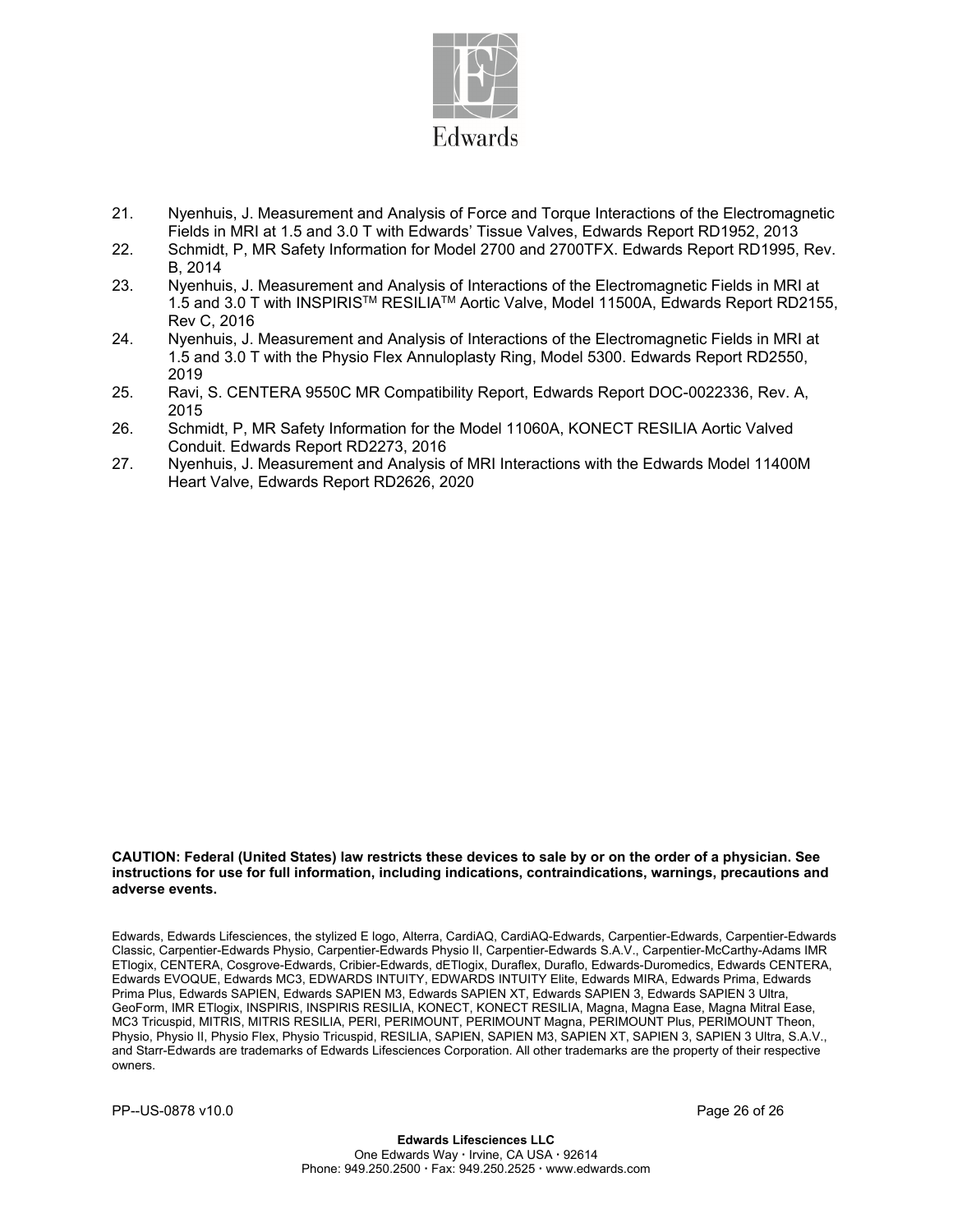21. Nyenhuis, J. Measurement and Analysis of Force and Torque Interactions of the Electromagnetic Fields in MRI at 1.5 and 3.0 T with Edwards' Tissue Valves, Edwards Report RD1952, 2013
22. Schmidt, P, MR Safety Information for Model 2700 and 2700TFX. Edwards Report RD1995, Rev. B, 2014
23. Nyenhuis, J. Measurement and Analysis of Interactions of the Electromagnetic Fields in MRI at 1.5 and 3.0 T with INSPIRIS™ RESILIA™ Aortic Valve, Model 11500A, Edwards Report RD2155, Rev C, 2016
24. Nyenhuis, J. Measurement and Analysis of Interactions of the Electromagnetic Fields in MRI at 1.5 and 3.0 T with the Physio Flex Annuloplasty Ring, Model 5300. Edwards Report RD2550, 2019
25. Ravi, S. CENTERA 9550C MR Compatibility Report, Edwards Report DOC-0022336, Rev. A, 2015
26. Schmidt, P, MR Safety Information for the Model 11060A, KONECT RESILIA Aortic Valved Conduit. Edwards Report RD2273, 2016
27. Nyenhuis, J. Measurement and Analysis of MRI Interactions with the Edwards Model 11400M Heart Valve, Edwards Report RD2626, 2020

**CAUTION: Federal (United States) law restricts these devices to sale by or on the order of a physician. See instructions for use for full information, including indications, contraindications, warnings, precautions and adverse events.**

Edwards, Edwards Lifesciences, the stylized E logo, Alterra, CardiAQ, CardiAQ-Edwards, Carpentier-Edwards, Carpentier-Edwards Classic, Carpentier-Edwards Physio, Carpentier-Edwards Physio II, Carpentier-Edwards S.A.V., Carpentier-McCarthy-Adams IMR ETlogix, CENTERA, Cosgrove-Edwards, Cribier-Edwards, dETlogix, Duraflex, Duraflo, Edwards-Duromedics, Edwards CENTERA, Edwards EVOQUE, Edwards MC3, EDWARDS INTUITY, EDWARDS INTUITY Elite, Edwards MIRA, Edwards Prima, Edwards Prima Plus, Edwards SAPIEN, Edwards SAPIEN M3, Edwards SAPIEN XT, Edwards SAPIEN 3, Edwards SAPIEN 3 Ultra, GeoForm, IMR ETlogix, INSPIRIS, INSPIRIS RESILIA, KONECT, KONECT RESILIA, Magna, Magna Ease, Magna Mitral Ease, MC3 Tricuspid, MITRIS, MITRIS RESILIA, PERI, PERIMOUNT, PERIMOUNT Magna, PERIMOUNT Plus, PERIMOUNT Theon, Physio, Physio II, Physio Flex, Physio Tricuspid, RESILIA, SAPIEN, SAPIEN M3, SAPIEN XT, SAPIEN 3, SAPIEN 3 Ultra, S.A.V., and Starr-Edwards are trademarks of Edwards Lifesciences Corporation. All other trademarks are the property of their respective owners.

PP--US-0878 v10.0

**Edwards Lifesciences LLC**
One Edwards Way • Irvine, CA USA • 92614
Phone: 949.250.2500 • Fax: 949.250.2525 • www.edwards.com